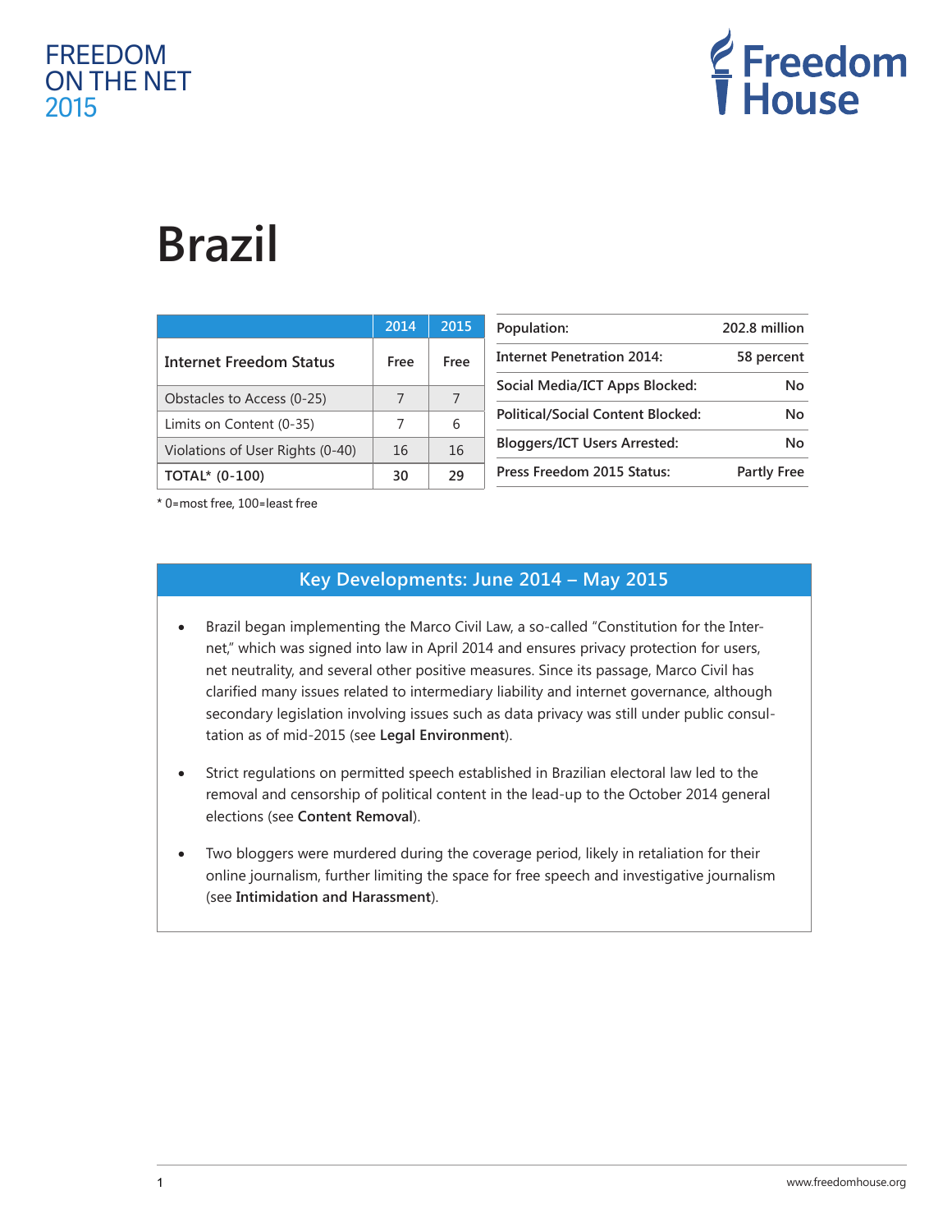FREEDOM ON THE NET 2015

Freedom House

# Brazil

|  | 2014 | 2015 |
|---|---|---|
| **Internet Freedom Status** | Free | Free |
| Obstacles to Access (0-25) | 7 | 7 |
| Limits on Content (0-35) | 7 | 6 |
| Violations of User Rights (0-40) | 16 | 16 |
| **TOTAL* (0-100)** | 30 | 29 |

\* 0=most free, 100=least free

| | |
|---|---|
| Population: | 202.8 million |
| Internet Penetration 2014: | 58 percent |
| Social Media/ICT Apps Blocked: | No |
| Political/Social Content Blocked: | No |
| Bloggers/ICT Users Arrested: | No |
| Press Freedom 2015 Status: | Partly Free |

## Key Developments: June 2014 – May 2015

- Brazil began implementing the Marco Civil Law, a so-called "Constitution for the Internet," which was signed into law in April 2014 and ensures privacy protection for users, net neutrality, and several other positive measures. Since its passage, Marco Civil has clarified many issues related to intermediary liability and internet governance, although secondary legislation involving issues such as data privacy was still under public consultation as of mid-2015 (see **Legal Environment**).

- Strict regulations on permitted speech established in Brazilian electoral law led to the removal and censorship of political content in the lead-up to the October 2014 general elections (see **Content Removal**).

- Two bloggers were murdered during the coverage period, likely in retaliation for their online journalism, further limiting the space for free speech and investigative journalism (see **Intimidation and Harassment**).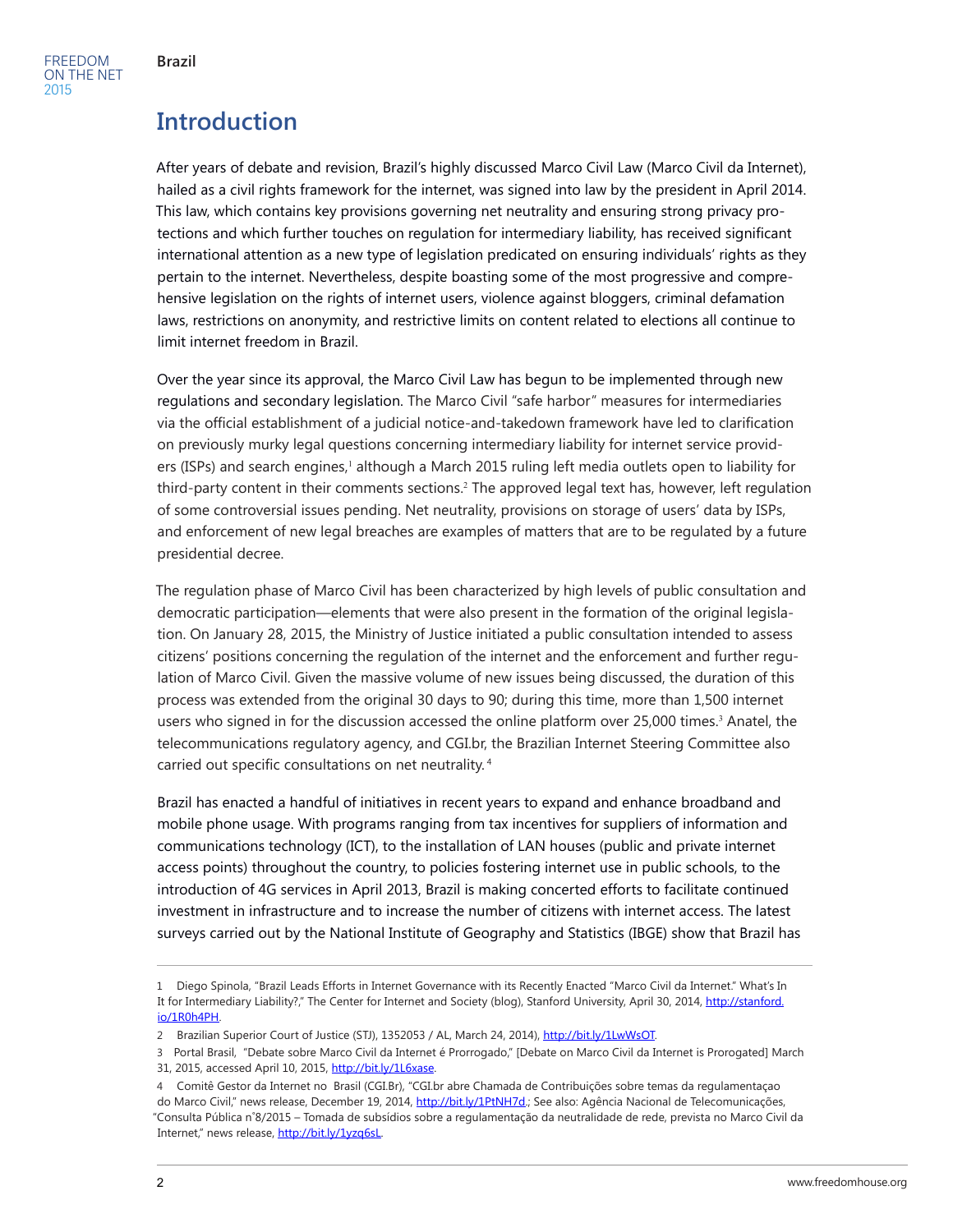# Introduction

After years of debate and revision, Brazil's highly discussed Marco Civil Law (Marco Civil da Internet), hailed as a civil rights framework for the internet, was signed into law by the president in April 2014. This law, which contains key provisions governing net neutrality and ensuring strong privacy protections and which further touches on regulation for intermediary liability, has received significant international attention as a new type of legislation predicated on ensuring individuals' rights as they pertain to the internet. Nevertheless, despite boasting some of the most progressive and comprehensive legislation on the rights of internet users, violence against bloggers, criminal defamation laws, restrictions on anonymity, and restrictive limits on content related to elections all continue to limit internet freedom in Brazil.

Over the year since its approval, the Marco Civil Law has begun to be implemented through new regulations and secondary legislation. The Marco Civil "safe harbor" measures for intermediaries via the official establishment of a judicial notice-and-takedown framework have led to clarification on previously murky legal questions concerning intermediary liability for internet service providers (ISPs) and search engines,[1] although a March 2015 ruling left media outlets open to liability for third-party content in their comments sections.[2] The approved legal text has, however, left regulation of some controversial issues pending. Net neutrality, provisions on storage of users' data by ISPs, and enforcement of new legal breaches are examples of matters that are to be regulated by a future presidential decree.

The regulation phase of Marco Civil has been characterized by high levels of public consultation and democratic participation—elements that were also present in the formation of the original legislation. On January 28, 2015, the Ministry of Justice initiated a public consultation intended to assess citizens' positions concerning the regulation of the internet and the enforcement and further regulation of Marco Civil. Given the massive volume of new issues being discussed, the duration of this process was extended from the original 30 days to 90; during this time, more than 1,500 internet users who signed in for the discussion accessed the online platform over 25,000 times.[3] Anatel, the telecommunications regulatory agency, and CGI.br, the Brazilian Internet Steering Committee also carried out specific consultations on net neutrality.[4]

Brazil has enacted a handful of initiatives in recent years to expand and enhance broadband and mobile phone usage. With programs ranging from tax incentives for suppliers of information and communications technology (ICT), to the installation of LAN houses (public and private internet access points) throughout the country, to policies fostering internet use in public schools, to the introduction of 4G services in April 2013, Brazil is making concerted efforts to facilitate continued investment in infrastructure and to increase the number of citizens with internet access. The latest surveys carried out by the National Institute of Geography and Statistics (IBGE) show that Brazil has

---

1 Diego Spinola, "Brazil Leads Efforts in Internet Governance with its Recently Enacted "Marco Civil da Internet." What's In It for Intermediary Liability?," The Center for Internet and Society (blog), Stanford University, April 30, 2014, http://stanford.io/1R0h4PH.

2 Brazilian Superior Court of Justice (STJ), 1352053 / AL, March 24, 2014), http://bit.ly/1LwWsOT.

3 Portal Brasil, "Debate sobre Marco Civil da Internet é Prorrogado," [Debate on Marco Civil da Internet is Prorogated] March 31, 2015, accessed April 10, 2015, http://bit.ly/1L6xase.

4 Comitê Gestor da Internet no Brasil (CGI.Br), "CGI.br abre Chamada de Contribuições sobre temas da regulamentaçao do Marco Civil," news release, December 19, 2014, http://bit.ly/1PtNH7d.; See also: Agência Nacional de Telecomunicações, "Consulta Pública n°8/2015 – Tomada de subsídios sobre a regulamentação da neutralidade de rede, prevista no Marco Civil da Internet," news release, http://bit.ly/1yzq6sL.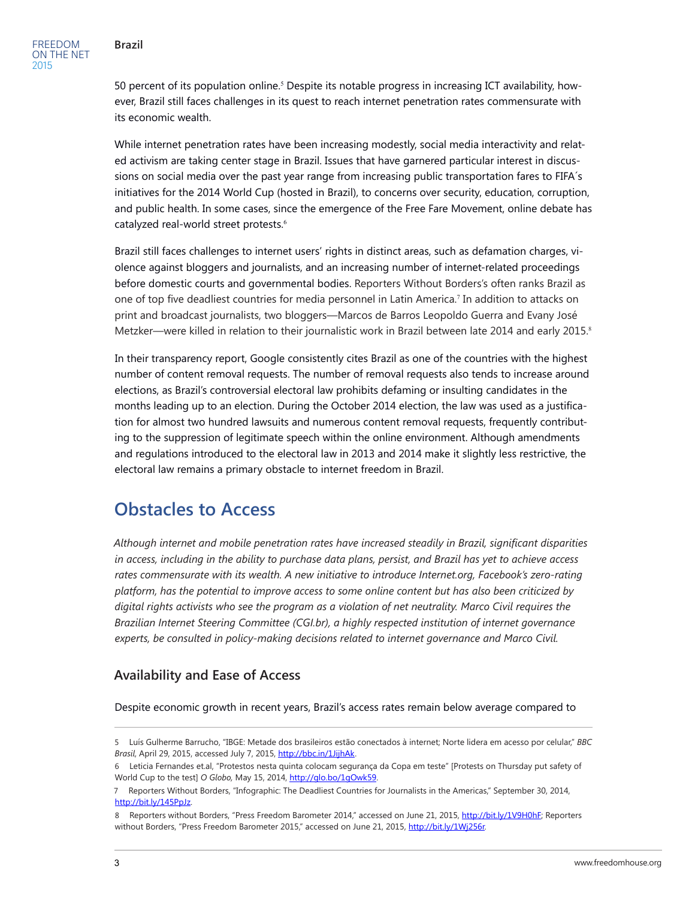50 percent of its population online.[5] Despite its notable progress in increasing ICT availability, however, Brazil still faces challenges in its quest to reach internet penetration rates commensurate with its economic wealth.

While internet penetration rates have been increasing modestly, social media interactivity and related activism are taking center stage in Brazil. Issues that have garnered particular interest in discussions on social media over the past year range from increasing public transportation fares to FIFA´s initiatives for the 2014 World Cup (hosted in Brazil), to concerns over security, education, corruption, and public health. In some cases, since the emergence of the Free Fare Movement, online debate has catalyzed real-world street protests.[6]

Brazil still faces challenges to internet users' rights in distinct areas, such as defamation charges, violence against bloggers and journalists, and an increasing number of internet-related proceedings before domestic courts and governmental bodies. Reporters Without Borders's often ranks Brazil as one of top five deadliest countries for media personnel in Latin America.[7] In addition to attacks on print and broadcast journalists, two bloggers—Marcos de Barros Leopoldo Guerra and Evany José Metzker—were killed in relation to their journalistic work in Brazil between late 2014 and early 2015.[8]

In their transparency report, Google consistently cites Brazil as one of the countries with the highest number of content removal requests. The number of removal requests also tends to increase around elections, as Brazil's controversial electoral law prohibits defaming or insulting candidates in the months leading up to an election. During the October 2014 election, the law was used as a justification for almost two hundred lawsuits and numerous content removal requests, frequently contributing to the suppression of legitimate speech within the online environment. Although amendments and regulations introduced to the electoral law in 2013 and 2014 make it slightly less restrictive, the electoral law remains a primary obstacle to internet freedom in Brazil.

## Obstacles to Access

*Although internet and mobile penetration rates have increased steadily in Brazil, significant disparities in access, including in the ability to purchase data plans, persist, and Brazil has yet to achieve access rates commensurate with its wealth. A new initiative to introduce Internet.org, Facebook's zero-rating platform, has the potential to improve access to some online content but has also been criticized by digital rights activists who see the program as a violation of net neutrality. Marco Civil requires the Brazilian Internet Steering Committee (CGI.br), a highly respected institution of internet governance experts, be consulted in policy-making decisions related to internet governance and Marco Civil.*

### Availability and Ease of Access

Despite economic growth in recent years, Brazil's access rates remain below average compared to

---

5 Luís Gulherme Barrucho, "IBGE: Metade dos brasileiros estão conectados à internet; Norte lidera em acesso por celular," *BBC Brasil*, April 29, 2015, accessed July 7, 2015, http://bbc.in/1JijhAk.

6 Leticia Fernandes et.al, "Protestos nesta quinta colocam segurança da Copa em teste" [Protests on Thursday put safety of World Cup to the test] *O Globo,* May 15, 2014, http://glo.bo/1gOwk59.

7 Reporters Without Borders, "Infographic: The Deadliest Countries for Journalists in the Americas," September 30, 2014, http://bit.ly/145PpJz.

8 Reporters without Borders, "Press Freedom Barometer 2014," accessed on June 21, 2015, http://bit.ly/1V9H0hF; Reporters without Borders, "Press Freedom Barometer 2015," accessed on June 21, 2015, http://bit.ly/1Wj256r.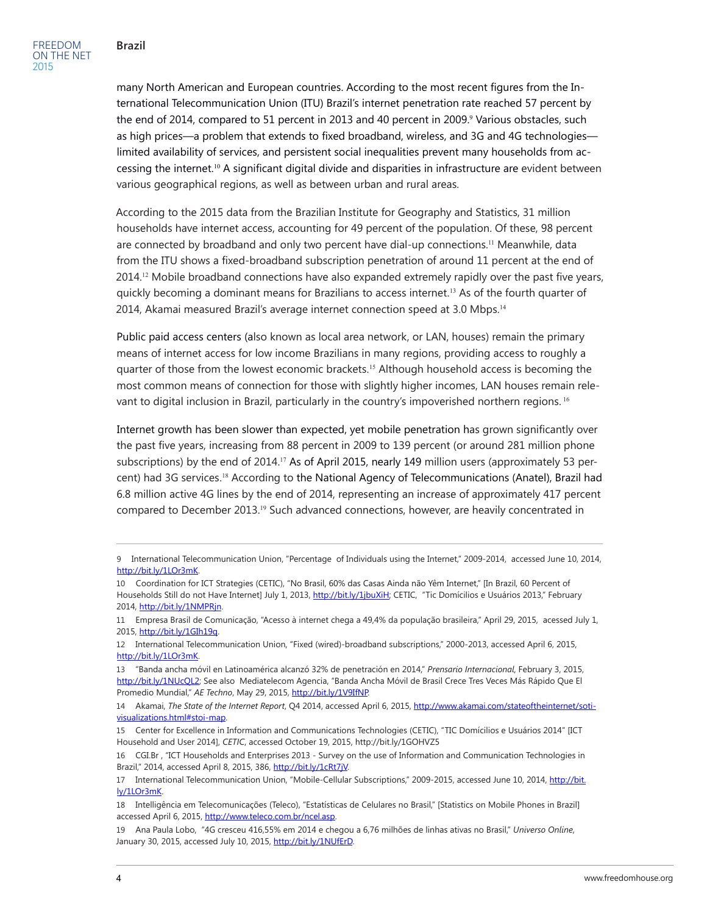many North American and European countries. According to the most recent figures from the International Telecommunication Union (ITU) Brazil's internet penetration rate reached 57 percent by the end of 2014, compared to 51 percent in 2013 and 40 percent in 2009.[9] Various obstacles, such as high prices—a problem that extends to fixed broadband, wireless, and 3G and 4G technologies—limited availability of services, and persistent social inequalities prevent many households from accessing the internet.[10] A significant digital divide and disparities in infrastructure are evident between various geographical regions, as well as between urban and rural areas.

According to the 2015 data from the Brazilian Institute for Geography and Statistics, 31 million households have internet access, accounting for 49 percent of the population. Of these, 98 percent are connected by broadband and only two percent have dial-up connections.[11] Meanwhile, data from the ITU shows a fixed-broadband subscription penetration of around 11 percent at the end of 2014.[12] Mobile broadband connections have also expanded extremely rapidly over the past five years, quickly becoming a dominant means for Brazilians to access internet.[13] As of the fourth quarter of 2014, Akamai measured Brazil's average internet connection speed at 3.0 Mbps.[14]

Public paid access centers (also known as local area network, or LAN, houses) remain the primary means of internet access for low income Brazilians in many regions, providing access to roughly a quarter of those from the lowest economic brackets.[15] Although household access is becoming the most common means of connection for those with slightly higher incomes, LAN houses remain relevant to digital inclusion in Brazil, particularly in the country's impoverished northern regions.[16]

Internet growth has been slower than expected, yet mobile penetration has grown significantly over the past five years, increasing from 88 percent in 2009 to 139 percent (or around 281 million phone subscriptions) by the end of 2014.[17] As of April 2015, nearly 149 million users (approximately 53 percent) had 3G services.[18] According to the National Agency of Telecommunications (Anatel), Brazil had 6.8 million active 4G lines by the end of 2014, representing an increase of approximately 417 percent compared to December 2013.[19] Such advanced connections, however, are heavily concentrated in

---

9 International Telecommunication Union, "Percentage of Individuals using the Internet," 2009-2014, accessed June 10, 2014, http://bit.ly/1LOr3mK.

10 Coordination for ICT Strategies (CETIC), "No Brasil, 60% das Casas Ainda não Yêm Internet," [In Brazil, 60 Percent of Households Still do not Have Internet] July 1, 2013, http://bit.ly/1jbuXiH; CETIC, "Tic Domícilios e Usuários 2013," February 2014, http://bit.ly/1NMPRjn.

11 Empresa Brasil de Comunicação, "Acesso à internet chega a 49,4% da população brasileira," April 29, 2015, acessed July 1, 2015, http://bit.ly/1GIh19q.

12 International Telecommunication Union, "Fixed (wired)-broadband subscriptions," 2000-2013, accessed April 6, 2015, http://bit.ly/1LOr3mK.

13 "Banda ancha móvil en Latinoamérica alcanzó 32% de penetración en 2014," *Prensario Internacional*, February 3, 2015, http://bit.ly/1NUcQL2; See also Mediatelecom Agencia, "Banda Ancha Móvil de Brasil Crece Tres Veces Más Rápido Que El Promedio Mundial," *AE Techno*, May 29, 2015, http://bit.ly/1V9IfNP.

14 Akamai, *The State of the Internet Report*, Q4 2014, accessed April 6, 2015, http://www.akamai.com/stateoftheinternet/soti-visualizations.html#stoi-map.

15 Center for Excellence in Information and Communications Technologies (CETIC), "TIC Domícilios e Usuários 2014" [ICT Household and User 2014], *CETIC*, accessed October 19, 2015, http://bit.ly/1GOHVZ5

16 CGI.Br , "ICT Households and Enterprises 2013 - Survey on the use of Information and Communication Technologies in Brazil," 2014, accessed April 8, 2015, 386, http://bit.ly/1cRt7jV.

17 International Telecommunication Union, "Mobile-Cellular Subscriptions," 2009-2015, accessed June 10, 2014, http://bit.ly/1LOr3mK.

18 Intelligência em Telecomunicações (Teleco), "Estatísticas de Celulares no Brasil," [Statistics on Mobile Phones in Brazil] accessed April 6, 2015, http://www.teleco.com.br/ncel.asp.

19 Ana Paula Lobo, "4G cresceu 416,55% em 2014 e chegou a 6,76 milhões de linhas ativas no Brasil," *Universo Online*, January 30, 2015, accessed July 10, 2015, http://bit.ly/1NUfErD.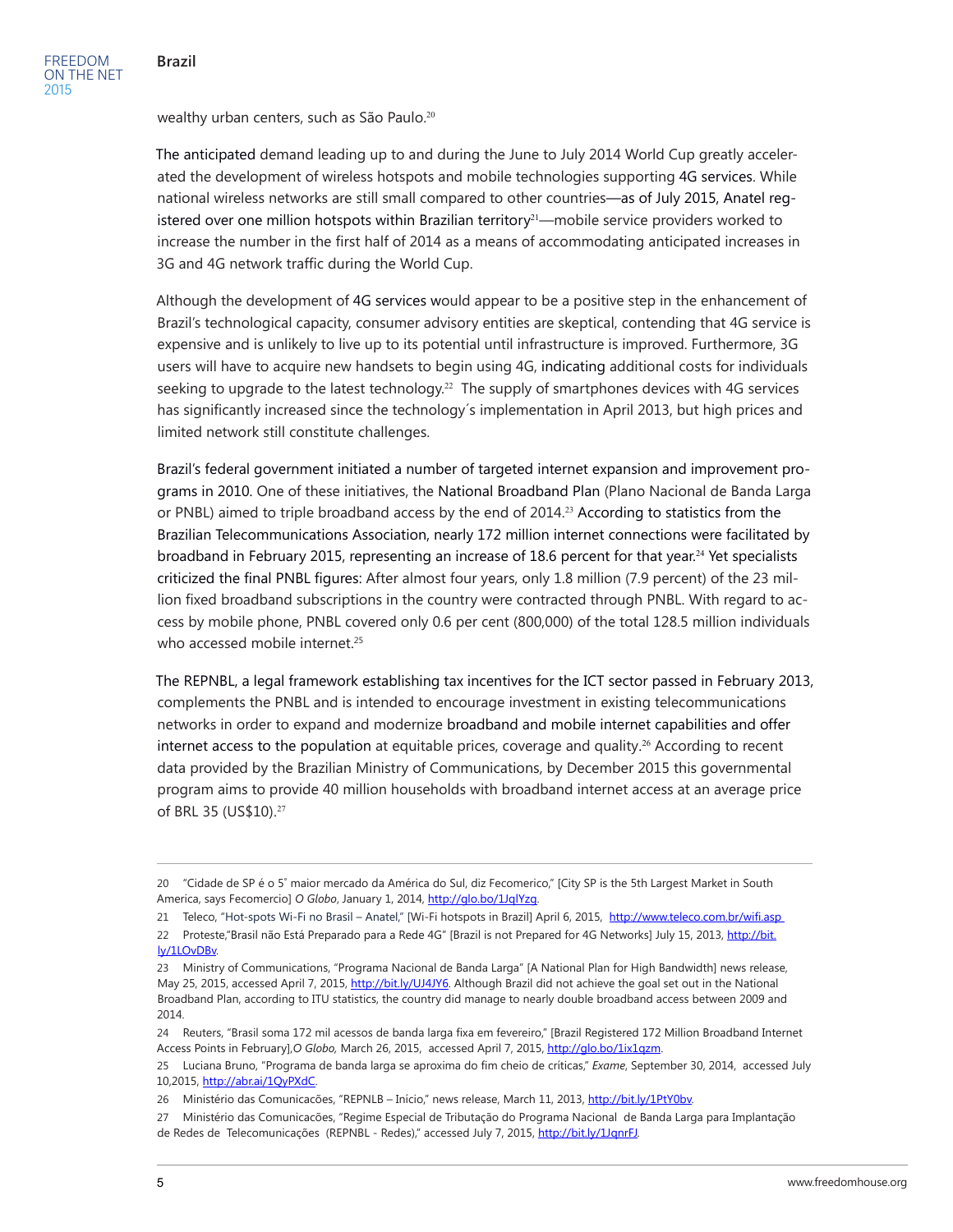wealthy urban centers, such as São Paulo.[20]

The anticipated demand leading up to and during the June to July 2014 World Cup greatly accelerated the development of wireless hotspots and mobile technologies supporting 4G services. While national wireless networks are still small compared to other countries—as of July 2015, Anatel registered over one million hotspots within Brazilian territory[21]—mobile service providers worked to increase the number in the first half of 2014 as a means of accommodating anticipated increases in 3G and 4G network traffic during the World Cup.

Although the development of 4G services would appear to be a positive step in the enhancement of Brazil's technological capacity, consumer advisory entities are skeptical, contending that 4G service is expensive and is unlikely to live up to its potential until infrastructure is improved. Furthermore, 3G users will have to acquire new handsets to begin using 4G, indicating additional costs for individuals seeking to upgrade to the latest technology.[22] The supply of smartphones devices with 4G services has significantly increased since the technology´s implementation in April 2013, but high prices and limited network still constitute challenges.

Brazil's federal government initiated a number of targeted internet expansion and improvement programs in 2010. One of these initiatives, the National Broadband Plan (Plano Nacional de Banda Larga or PNBL) aimed to triple broadband access by the end of 2014.[23] According to statistics from the Brazilian Telecommunications Association, nearly 172 million internet connections were facilitated by broadband in February 2015, representing an increase of 18.6 percent for that year.[24] Yet specialists criticized the final PNBL figures: After almost four years, only 1.8 million (7.9 percent) of the 23 million fixed broadband subscriptions in the country were contracted through PNBL. With regard to access by mobile phone, PNBL covered only 0.6 per cent (800,000) of the total 128.5 million individuals who accessed mobile internet.[25]

The REPNBL, a legal framework establishing tax incentives for the ICT sector passed in February 2013, complements the PNBL and is intended to encourage investment in existing telecommunications networks in order to expand and modernize broadband and mobile internet capabilities and offer internet access to the population at equitable prices, coverage and quality.[26] According to recent data provided by the Brazilian Ministry of Communications, by December 2015 this governmental program aims to provide 40 million households with broadband internet access at an average price of BRL 35 (US$10).[27]

---

20 "Cidade de SP é o 5˚ maior mercado da América do Sul, diz Fecomerico," [City SP is the 5th Largest Market in South America, says Fecomercio] *O Globo*, January 1, 2014, http://glo.bo/1JqlYzq.

21 Teleco, "Hot-spots Wi-Fi no Brasil – Anatel," [Wi-Fi hotspots in Brazil] April 6, 2015, http://www.teleco.com.br/wifi.asp

22 Proteste,"Brasil não Está Preparado para a Rede 4G" [Brazil is not Prepared for 4G Networks] July 15, 2013, http://bit.ly/1LOvDBv.

23 Ministry of Communications, "Programa Nacional de Banda Larga" [A National Plan for High Bandwidth] news release, May 25, 2015, accessed April 7, 2015, http://bit.ly/UJ4JY6. Although Brazil did not achieve the goal set out in the National Broadband Plan, according to ITU statistics, the country did manage to nearly double broadband access between 2009 and 2014.

24 Reuters, "Brasil soma 172 mil acessos de banda larga fixa em fevereiro," [Brazil Registered 172 Million Broadband Internet Access Points in February],*O Globo,* March 26, 2015, accessed April 7, 2015, http://glo.bo/1ix1qzm.

25 Luciana Bruno, "Programa de banda larga se aproxima do fim cheio de críticas," *Exame*, September 30, 2014, accessed July 10,2015, http://abr.ai/1QyPXdC.

26 Ministério das Comunicacões, "REPNLB – Início," news release, March 11, 2013, http://bit.ly/1PtY0bv.

27 Ministério das Comunicacões, "Regime Especial de Tributação do Programa Nacional de Banda Larga para Implantação de Redes de Telecomunicações (REPNBL - Redes)," accessed July 7, 2015, http://bit.ly/1JqnrFJ.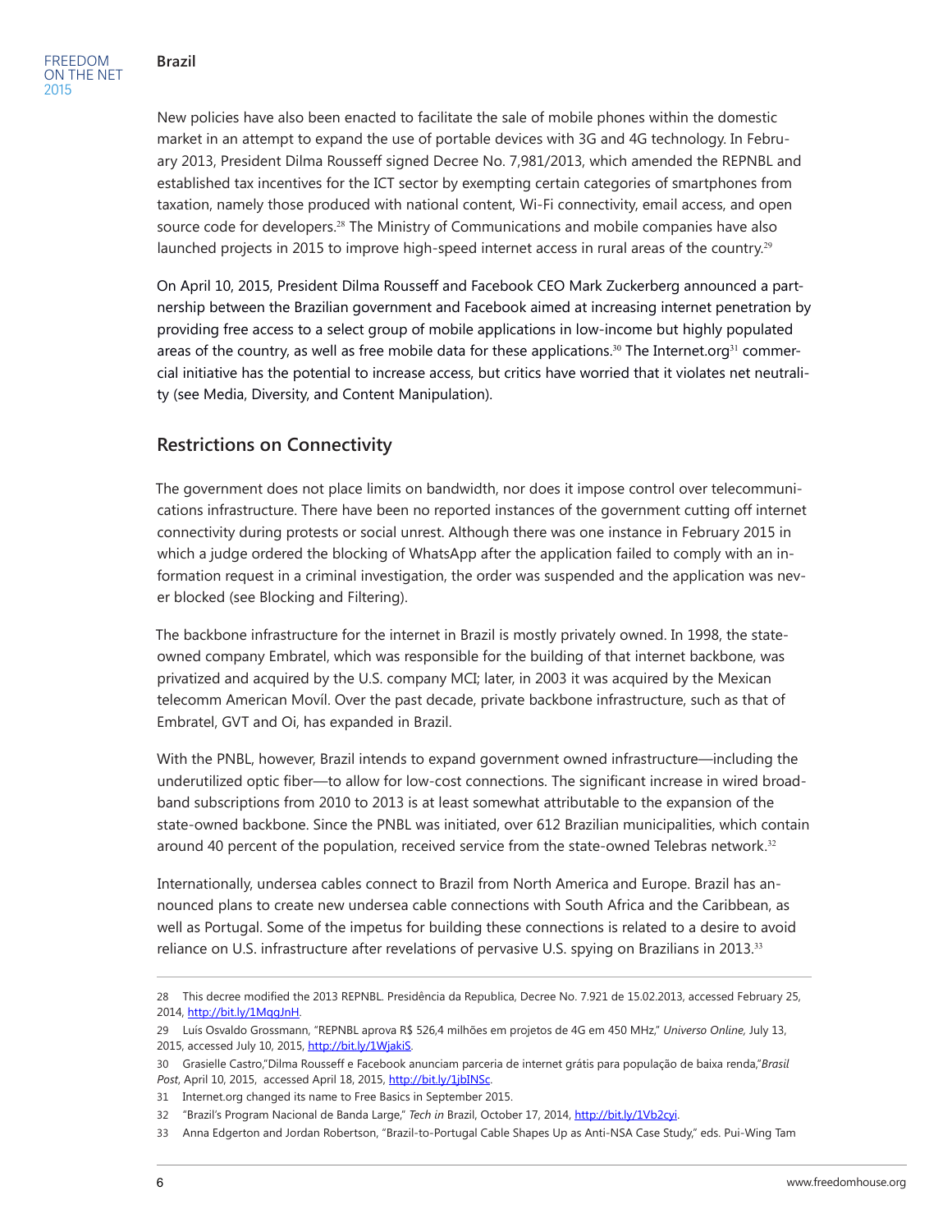New policies have also been enacted to facilitate the sale of mobile phones within the domestic market in an attempt to expand the use of portable devices with 3G and 4G technology. In February 2013, President Dilma Rousseff signed Decree No. 7,981/2013, which amended the REPNBL and established tax incentives for the ICT sector by exempting certain categories of smartphones from taxation, namely those produced with national content, Wi-Fi connectivity, email access, and open source code for developers.[28] The Ministry of Communications and mobile companies have also launched projects in 2015 to improve high-speed internet access in rural areas of the country.[29]

On April 10, 2015, President Dilma Rousseff and Facebook CEO Mark Zuckerberg announced a partnership between the Brazilian government and Facebook aimed at increasing internet penetration by providing free access to a select group of mobile applications in low-income but highly populated areas of the country, as well as free mobile data for these applications.[30] The Internet.org[31] commercial initiative has the potential to increase access, but critics have worried that it violates net neutrality (see Media, Diversity, and Content Manipulation).

## Restrictions on Connectivity

The government does not place limits on bandwidth, nor does it impose control over telecommunications infrastructure. There have been no reported instances of the government cutting off internet connectivity during protests or social unrest. Although there was one instance in February 2015 in which a judge ordered the blocking of WhatsApp after the application failed to comply with an information request in a criminal investigation, the order was suspended and the application was never blocked (see Blocking and Filtering).

The backbone infrastructure for the internet in Brazil is mostly privately owned. In 1998, the state-owned company Embratel, which was responsible for the building of that internet backbone, was privatized and acquired by the U.S. company MCI; later, in 2003 it was acquired by the Mexican telecomm American Movíl. Over the past decade, private backbone infrastructure, such as that of Embratel, GVT and Oi, has expanded in Brazil.

With the PNBL, however, Brazil intends to expand government owned infrastructure—including the underutilized optic fiber—to allow for low-cost connections. The significant increase in wired broadband subscriptions from 2010 to 2013 is at least somewhat attributable to the expansion of the state-owned backbone. Since the PNBL was initiated, over 612 Brazilian municipalities, which contain around 40 percent of the population, received service from the state-owned Telebras network.[32]

Internationally, undersea cables connect to Brazil from North America and Europe. Brazil has announced plans to create new undersea cable connections with South Africa and the Caribbean, as well as Portugal. Some of the impetus for building these connections is related to a desire to avoid reliance on U.S. infrastructure after revelations of pervasive U.S. spying on Brazilians in 2013.[33]

---

28 This decree modified the 2013 REPNBL. Presidência da Republica, Decree No. 7.921 de 15.02.2013, accessed February 25, 2014, http://bit.ly/1MqgJnH.

29 Luís Osvaldo Grossmann, "REPNBL aprova R$ 526,4 milhões em projetos de 4G em 450 MHz," *Universo Online,* July 13, 2015, accessed July 10, 2015, http://bit.ly/1WjakiS.

30 Grasielle Castro,"Dilma Rousseff e Facebook anunciam parceria de internet grátis para população de baixa renda,"*Brasil Post*, April 10, 2015, accessed April 18, 2015, http://bit.ly/1jbINSc.

31 Internet.org changed its name to Free Basics in September 2015.

32 "Brazil's Program Nacional de Banda Large," *Tech in* Brazil, October 17, 2014, http://bit.ly/1Vb2cyi.

33 Anna Edgerton and Jordan Robertson, "Brazil-to-Portugal Cable Shapes Up as Anti-NSA Case Study," eds. Pui-Wing Tam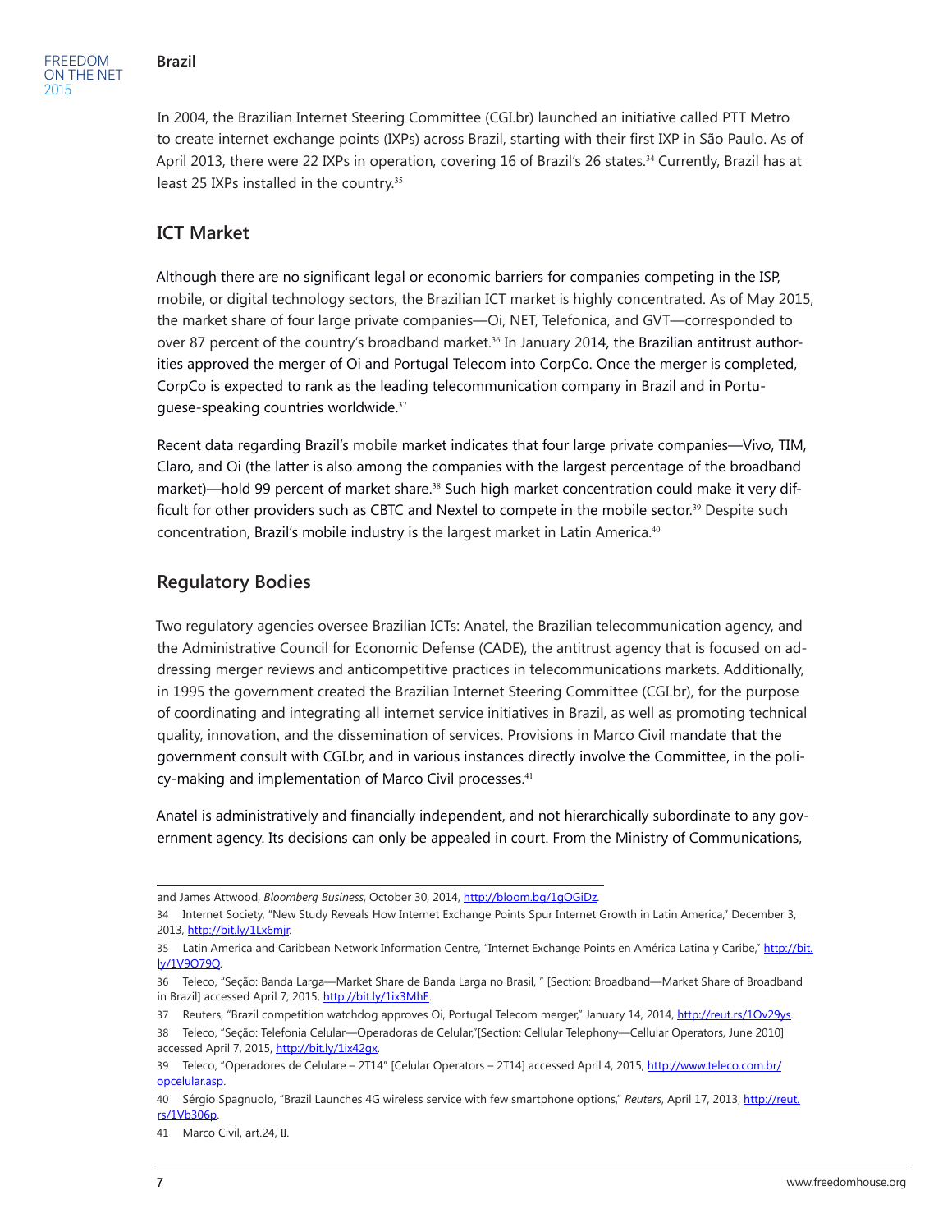In 2004, the Brazilian Internet Steering Committee (CGI.br) launched an initiative called PTT Metro to create internet exchange points (IXPs) across Brazil, starting with their first IXP in São Paulo. As of April 2013, there were 22 IXPs in operation, covering 16 of Brazil's 26 states.[34] Currently, Brazil has at least 25 IXPs installed in the country.[35]

## ICT Market

Although there are no significant legal or economic barriers for companies competing in the ISP, mobile, or digital technology sectors, the Brazilian ICT market is highly concentrated. As of May 2015, the market share of four large private companies—Oi, NET, Telefonica, and GVT—corresponded to over 87 percent of the country's broadband market.[36] In January 2014, the Brazilian antitrust authorities approved the merger of Oi and Portugal Telecom into CorpCo. Once the merger is completed, CorpCo is expected to rank as the leading telecommunication company in Brazil and in Portuguese-speaking countries worldwide.[37]

Recent data regarding Brazil's mobile market indicates that four large private companies—Vivo, TIM, Claro, and Oi (the latter is also among the companies with the largest percentage of the broadband market)—hold 99 percent of market share.[38] Such high market concentration could make it very difficult for other providers such as CBTC and Nextel to compete in the mobile sector.[39] Despite such concentration, Brazil's mobile industry is the largest market in Latin America.[40]

## Regulatory Bodies

Two regulatory agencies oversee Brazilian ICTs: Anatel, the Brazilian telecommunication agency, and the Administrative Council for Economic Defense (CADE), the antitrust agency that is focused on addressing merger reviews and anticompetitive practices in telecommunications markets. Additionally, in 1995 the government created the Brazilian Internet Steering Committee (CGI.br), for the purpose of coordinating and integrating all internet service initiatives in Brazil, as well as promoting technical quality, innovation, and the dissemination of services. Provisions in Marco Civil mandate that the government consult with CGI.br, and in various instances directly involve the Committee, in the policy-making and implementation of Marco Civil processes.[41]

Anatel is administratively and financially independent, and not hierarchically subordinate to any government agency. Its decisions can only be appealed in court. From the Ministry of Communications,

---

and James Attwood, *Bloomberg Business*, October 30, 2014, http://bloom.bg/1gOGiDz.

34 Internet Society, "New Study Reveals How Internet Exchange Points Spur Internet Growth in Latin America," December 3, 2013, http://bit.ly/1Lx6mjr.

35 Latin America and Caribbean Network Information Centre, "Internet Exchange Points en América Latina y Caribe," http://bit.ly/1V9O79Q.

36 Teleco, "Seção: Banda Larga—Market Share de Banda Larga no Brasil, " [Section: Broadband—Market Share of Broadband in Brazil] accessed April 7, 2015, http://bit.ly/1ix3MhE.

37 Reuters, "Brazil competition watchdog approves Oi, Portugal Telecom merger," January 14, 2014, http://reut.rs/1Ov29ys.

38 Teleco, "Seção: Telefonia Celular—Operadoras de Celular,"[Section: Cellular Telephony—Cellular Operators, June 2010] accessed April 7, 2015, http://bit.ly/1ix42gx.

39 Teleco, "Operadores de Celulare – 2T14" [Celular Operators – 2T14] accessed April 4, 2015, http://www.teleco.com.br/opcelular.asp.

40 Sérgio Spagnuolo, "Brazil Launches 4G wireless service with few smartphone options," *Reuters*, April 17, 2013, http://reut.rs/1Vb306p.

41 Marco Civil, art.24, II.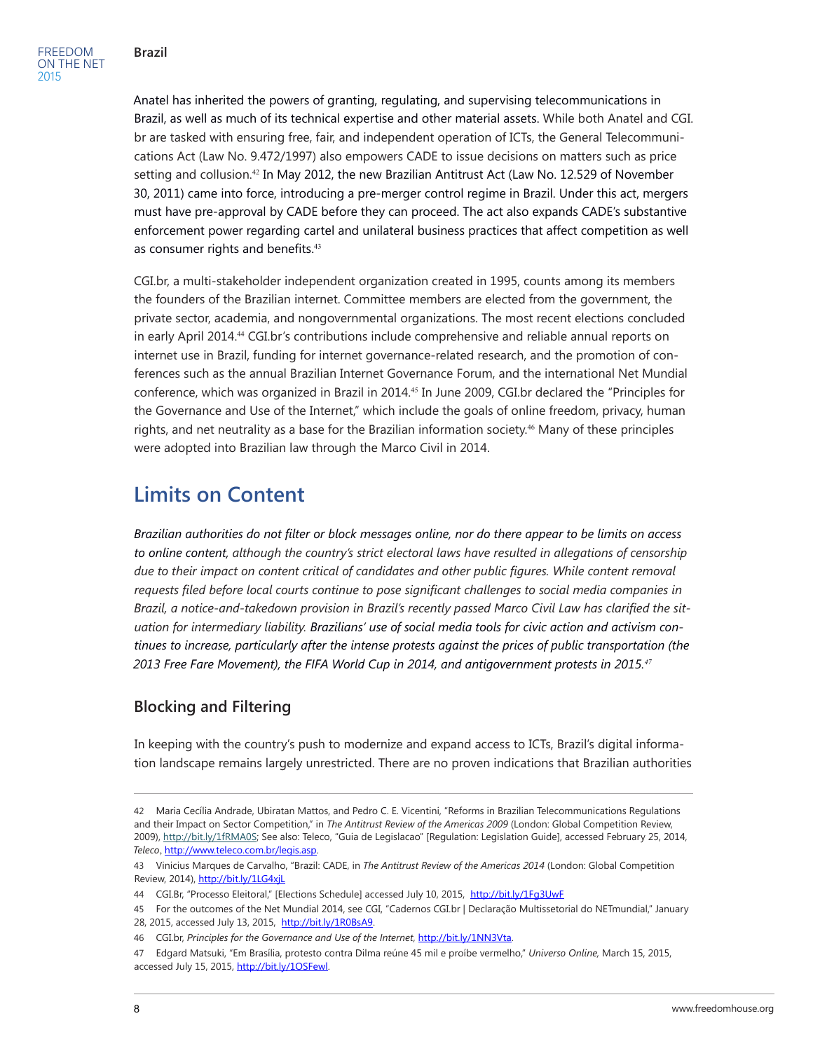Anatel has inherited the powers of granting, regulating, and supervising telecommunications in Brazil, as well as much of its technical expertise and other material assets. While both Anatel and CGI.br are tasked with ensuring free, fair, and independent operation of ICTs, the General Telecommunications Act (Law No. 9.472/1997) also empowers CADE to issue decisions on matters such as price setting and collusion.[42] In May 2012, the new Brazilian Antitrust Act (Law No. 12.529 of November 30, 2011) came into force, introducing a pre-merger control regime in Brazil. Under this act, mergers must have pre-approval by CADE before they can proceed. The act also expands CADE's substantive enforcement power regarding cartel and unilateral business practices that affect competition as well as consumer rights and benefits.[43]

CGI.br, a multi-stakeholder independent organization created in 1995, counts among its members the founders of the Brazilian internet. Committee members are elected from the government, the private sector, academia, and nongovernmental organizations. The most recent elections concluded in early April 2014.[44] CGI.br's contributions include comprehensive and reliable annual reports on internet use in Brazil, funding for internet governance-related research, and the promotion of conferences such as the annual Brazilian Internet Governance Forum, and the international Net Mundial conference, which was organized in Brazil in 2014.[45] In June 2009, CGI.br declared the "Principles for the Governance and Use of the Internet," which include the goals of online freedom, privacy, human rights, and net neutrality as a base for the Brazilian information society.[46] Many of these principles were adopted into Brazilian law through the Marco Civil in 2014.

## Limits on Content

*Brazilian authorities do not filter or block messages online, nor do there appear to be limits on access to online content, although the country's strict electoral laws have resulted in allegations of censorship due to their impact on content critical of candidates and other public figures. While content removal requests filed before local courts continue to pose significant challenges to social media companies in Brazil, a notice-and-takedown provision in Brazil's recently passed Marco Civil Law has clarified the situation for intermediary liability. Brazilians' use of social media tools for civic action and activism continues to increase, particularly after the intense protests against the prices of public transportation (the 2013 Free Fare Movement), the FIFA World Cup in 2014, and antigovernment protests in 2015.*[47]

### Blocking and Filtering

In keeping with the country's push to modernize and expand access to ICTs, Brazil's digital information landscape remains largely unrestricted. There are no proven indications that Brazilian authorities

---

42 Maria Cecília Andrade, Ubiratan Mattos, and Pedro C. E. Vicentini, "Reforms in Brazilian Telecommunications Regulations and their Impact on Sector Competition," in *The Antitrust Review of the Americas 2009* (London: Global Competition Review, 2009), http://bit.ly/1fRMA0S; See also: Teleco, "Guia de Legislacao" [Regulation: Legislation Guide], accessed February 25, 2014, *Teleco*, http://www.teleco.com.br/legis.asp.

43 Vinicius Marques de Carvalho, "Brazil: CADE, in *The Antitrust Review of the Americas 2014* (London: Global Competition Review, 2014), http://bit.ly/1LG4xjL

44 CGI.Br, "Processo Eleitoral," [Elections Schedule] accessed July 10, 2015, http://bit.ly/1Fg3UwF

45 For the outcomes of the Net Mundial 2014, see CGI, "Cadernos CGI.br | Declaração Multissetorial do NETmundial," January 28, 2015, accessed July 13, 2015, http://bit.ly/1R0BsA9.

46 CGI.br, *Principles for the Governance and Use of the Internet*, http://bit.ly/1NN3Vta.

47 Edgard Matsuki, "Em Brasília, protesto contra Dilma reúne 45 mil e proíbe vermelho," *Universo Online*, March 15, 2015, accessed July 15, 2015, http://bit.ly/1OSFewl.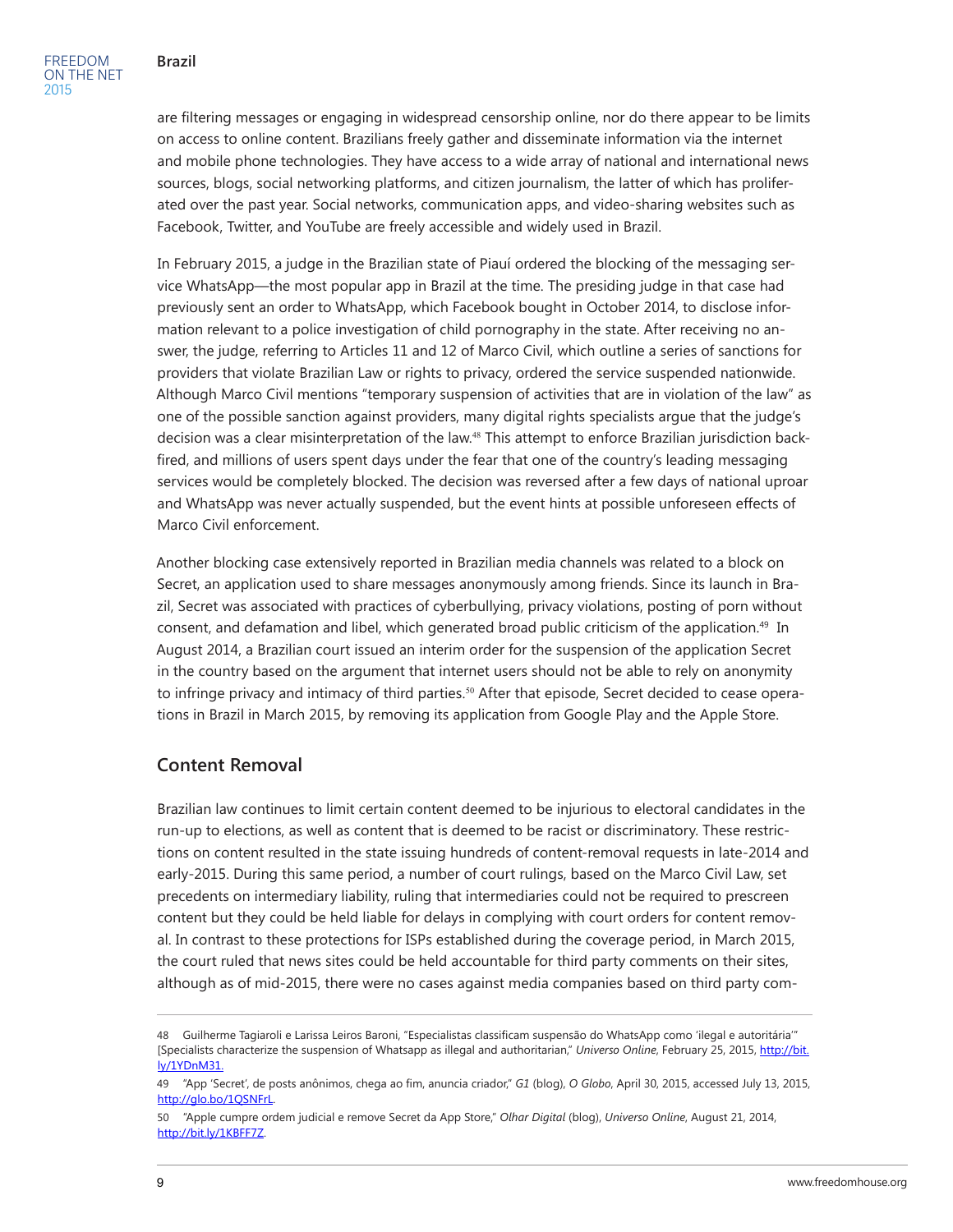are filtering messages or engaging in widespread censorship online, nor do there appear to be limits on access to online content. Brazilians freely gather and disseminate information via the internet and mobile phone technologies. They have access to a wide array of national and international news sources, blogs, social networking platforms, and citizen journalism, the latter of which has proliferated over the past year. Social networks, communication apps, and video-sharing websites such as Facebook, Twitter, and YouTube are freely accessible and widely used in Brazil.

In February 2015, a judge in the Brazilian state of Piauí ordered the blocking of the messaging service WhatsApp—the most popular app in Brazil at the time. The presiding judge in that case had previously sent an order to WhatsApp, which Facebook bought in October 2014, to disclose information relevant to a police investigation of child pornography in the state. After receiving no answer, the judge, referring to Articles 11 and 12 of Marco Civil, which outline a series of sanctions for providers that violate Brazilian Law or rights to privacy, ordered the service suspended nationwide. Although Marco Civil mentions "temporary suspension of activities that are in violation of the law" as one of the possible sanction against providers, many digital rights specialists argue that the judge's decision was a clear misinterpretation of the law.[48] This attempt to enforce Brazilian jurisdiction backfired, and millions of users spent days under the fear that one of the country's leading messaging services would be completely blocked. The decision was reversed after a few days of national uproar and WhatsApp was never actually suspended, but the event hints at possible unforeseen effects of Marco Civil enforcement.

Another blocking case extensively reported in Brazilian media channels was related to a block on Secret, an application used to share messages anonymously among friends. Since its launch in Brazil, Secret was associated with practices of cyberbullying, privacy violations, posting of porn without consent, and defamation and libel, which generated broad public criticism of the application.[49] In August 2014, a Brazilian court issued an interim order for the suspension of the application Secret in the country based on the argument that internet users should not be able to rely on anonymity to infringe privacy and intimacy of third parties.[50] After that episode, Secret decided to cease operations in Brazil in March 2015, by removing its application from Google Play and the Apple Store.

## Content Removal

Brazilian law continues to limit certain content deemed to be injurious to electoral candidates in the run-up to elections, as well as content that is deemed to be racist or discriminatory. These restrictions on content resulted in the state issuing hundreds of content-removal requests in late-2014 and early-2015. During this same period, a number of court rulings, based on the Marco Civil Law, set precedents on intermediary liability, ruling that intermediaries could not be required to prescreen content but they could be held liable for delays in complying with court orders for content removal. In contrast to these protections for ISPs established during the coverage period, in March 2015, the court ruled that news sites could be held accountable for third party comments on their sites, although as of mid-2015, there were no cases against media companies based on third party com-

---

48 Guilherme Tagiaroli e Larissa Leiros Baroni, "Especialistas classificam suspensão do WhatsApp como 'ilegal e autoritária'" [Specialists characterize the suspension of Whatsapp as illegal and authoritarian," *Universo Online*, February 25, 2015, http://bit.ly/1YDnM31.

49 "App 'Secret', de posts anônimos, chega ao fim, anuncia criador," *G1* (blog), *O Globo*, April 30, 2015, accessed July 13, 2015, http://glo.bo/1QSNFrL.

50 "Apple cumpre ordem judicial e remove Secret da App Store," *Olhar Digital* (blog), *Universo Online*, August 21, 2014, http://bit.ly/1KBFF7Z.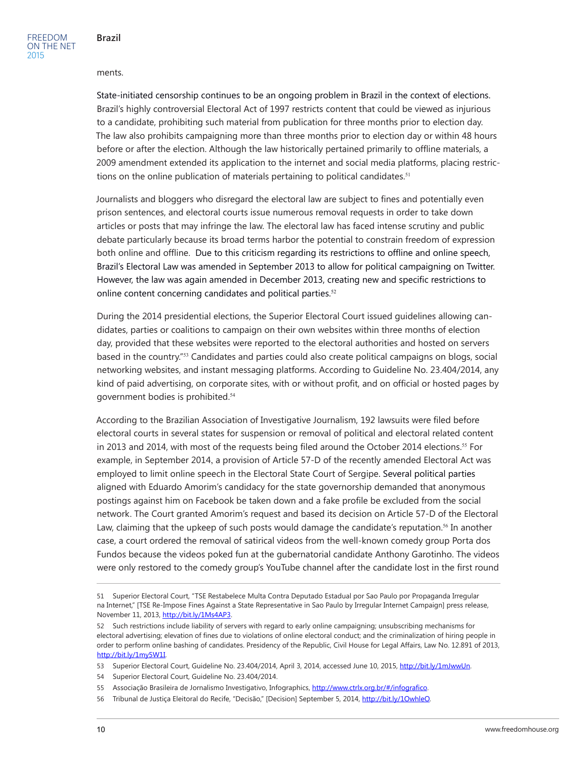ments.

State-initiated censorship continues to be an ongoing problem in Brazil in the context of elections. Brazil's highly controversial Electoral Act of 1997 restricts content that could be viewed as injurious to a candidate, prohibiting such material from publication for three months prior to election day. The law also prohibits campaigning more than three months prior to election day or within 48 hours before or after the election. Although the law historically pertained primarily to offline materials, a 2009 amendment extended its application to the internet and social media platforms, placing restrictions on the online publication of materials pertaining to political candidates.[51]

Journalists and bloggers who disregard the electoral law are subject to fines and potentially even prison sentences, and electoral courts issue numerous removal requests in order to take down articles or posts that may infringe the law. The electoral law has faced intense scrutiny and public debate particularly because its broad terms harbor the potential to constrain freedom of expression both online and offline. Due to this criticism regarding its restrictions to offline and online speech, Brazil's Electoral Law was amended in September 2013 to allow for political campaigning on Twitter. However, the law was again amended in December 2013, creating new and specific restrictions to online content concerning candidates and political parties.[52]

During the 2014 presidential elections, the Superior Electoral Court issued guidelines allowing candidates, parties or coalitions to campaign on their own websites within three months of election day, provided that these websites were reported to the electoral authorities and hosted on servers based in the country."[53] Candidates and parties could also create political campaigns on blogs, social networking websites, and instant messaging platforms. According to Guideline No. 23.404/2014, any kind of paid advertising, on corporate sites, with or without profit, and on official or hosted pages by government bodies is prohibited.[54]

According to the Brazilian Association of Investigative Journalism, 192 lawsuits were filed before electoral courts in several states for suspension or removal of political and electoral related content in 2013 and 2014, with most of the requests being filed around the October 2014 elections.[55] For example, in September 2014, a provision of Article 57-D of the recently amended Electoral Act was employed to limit online speech in the Electoral State Court of Sergipe. Several political parties aligned with Eduardo Amorim's candidacy for the state governorship demanded that anonymous postings against him on Facebook be taken down and a fake profile be excluded from the social network. The Court granted Amorim's request and based its decision on Article 57-D of the Electoral Law, claiming that the upkeep of such posts would damage the candidate's reputation.[56] In another case, a court ordered the removal of satirical videos from the well-known comedy group Porta dos Fundos because the videos poked fun at the gubernatorial candidate Anthony Garotinho. The videos were only restored to the comedy group's YouTube channel after the candidate lost in the first round

---

51 Superior Electoral Court, "TSE Restabelece Multa Contra Deputado Estadual por Sao Paulo por Propaganda Irregular na Internet," [TSE Re-Impose Fines Against a State Representative in Sao Paulo by Irregular Internet Campaign] press release, November 11, 2013, http://bit.ly/1Ms4AP3.

52 Such restrictions include liability of servers with regard to early online campaigning; unsubscribing mechanisms for electoral advertising; elevation of fines due to violations of online electoral conduct; and the criminalization of hiring people in order to perform online bashing of candidates. Presidency of the Republic, Civil House for Legal Affairs, Law No. 12.891 of 2013, http://bit.ly/1my5W1I.

53 Superior Electoral Court, Guideline No. 23.404/2014, April 3, 2014, accessed June 10, 2015, http://bit.ly/1mJwwUn.

54 Superior Electoral Court, Guideline No. 23.404/2014.

55 Associação Brasileira de Jornalismo Investigativo, Infographics, http://www.ctrlx.org.br/#/infografico.

56 Tribunal de Justiça Eleitoral do Recife, "Decisão," [Decision] September 5, 2014, http://bit.ly/1OwhleO.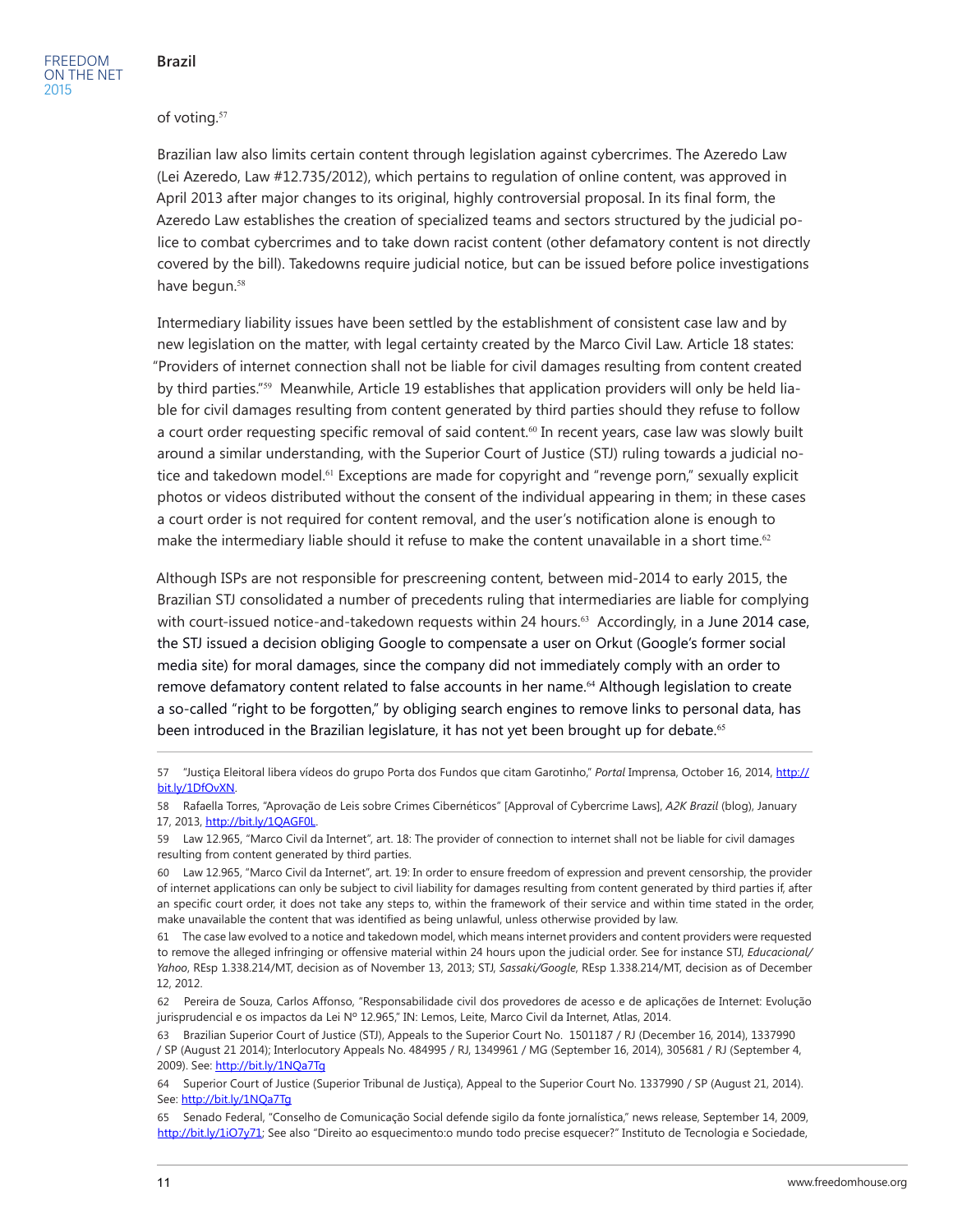of voting.[57]

Brazilian law also limits certain content through legislation against cybercrimes. The Azeredo Law (Lei Azeredo, Law #12.735/2012), which pertains to regulation of online content, was approved in April 2013 after major changes to its original, highly controversial proposal. In its final form, the Azeredo Law establishes the creation of specialized teams and sectors structured by the judicial police to combat cybercrimes and to take down racist content (other defamatory content is not directly covered by the bill). Takedowns require judicial notice, but can be issued before police investigations have begun.[58]

Intermediary liability issues have been settled by the establishment of consistent case law and by new legislation on the matter, with legal certainty created by the Marco Civil Law. Article 18 states: "Providers of internet connection shall not be liable for civil damages resulting from content created by third parties."[59] Meanwhile, Article 19 establishes that application providers will only be held liable for civil damages resulting from content generated by third parties should they refuse to follow a court order requesting specific removal of said content.[60] In recent years, case law was slowly built around a similar understanding, with the Superior Court of Justice (STJ) ruling towards a judicial notice and takedown model.[61] Exceptions are made for copyright and "revenge porn," sexually explicit photos or videos distributed without the consent of the individual appearing in them; in these cases a court order is not required for content removal, and the user's notification alone is enough to make the intermediary liable should it refuse to make the content unavailable in a short time.[62]

Although ISPs are not responsible for prescreening content, between mid-2014 to early 2015, the Brazilian STJ consolidated a number of precedents ruling that intermediaries are liable for complying with court-issued notice-and-takedown requests within 24 hours.[63] Accordingly, in a June 2014 case, the STJ issued a decision obliging Google to compensate a user on Orkut (Google's former social media site) for moral damages, since the company did not immediately comply with an order to remove defamatory content related to false accounts in her name.[64] Although legislation to create a so-called "right to be forgotten," by obliging search engines to remove links to personal data, has been introduced in the Brazilian legislature, it has not yet been brought up for debate.[65]

---

57 "Justiça Eleitoral libera vídeos do grupo Porta dos Fundos que citam Garotinho," *Portal* Imprensa, October 16, 2014, http://bit.ly/1DfOvXN.

58 Rafaella Torres, "Aprovação de Leis sobre Crimes Cibernéticos" [Approval of Cybercrime Laws], *A2K Brazil* (blog), January 17, 2013, http://bit.ly/1QAGF0L.

59 Law 12.965, "Marco Civil da Internet", art. 18: The provider of connection to internet shall not be liable for civil damages resulting from content generated by third parties.

60 Law 12.965, "Marco Civil da Internet", art. 19: In order to ensure freedom of expression and prevent censorship, the provider of internet applications can only be subject to civil liability for damages resulting from content generated by third parties if, after an specific court order, it does not take any steps to, within the framework of their service and within time stated in the order, make unavailable the content that was identified as being unlawful, unless otherwise provided by law.

61 The case law evolved to a notice and takedown model, which means internet providers and content providers were requested to remove the alleged infringing or offensive material within 24 hours upon the judicial order. See for instance STJ, *Educacional/Yahoo*, REsp 1.338.214/MT, decision as of November 13, 2013; STJ, *Sassaki/Google*, REsp 1.338.214/MT, decision as of December 12, 2012.

62 Pereira de Souza, Carlos Affonso, "Responsabilidade civil dos provedores de acesso e de aplicações de Internet: Evolução jurisprudencial e os impactos da Lei Nº 12.965," IN: Lemos, Leite, Marco Civil da Internet, Atlas, 2014.

63 Brazilian Superior Court of Justice (STJ), Appeals to the Superior Court No. 1501187 / RJ (December 16, 2014), 1337990 / SP (August 21 2014); Interlocutory Appeals No. 484995 / RJ, 1349961 / MG (September 16, 2014), 305681 / RJ (September 4, 2009). See: http://bit.ly/1NQa7Tg

64 Superior Court of Justice (Superior Tribunal de Justiça), Appeal to the Superior Court No. 1337990 / SP (August 21, 2014). See: http://bit.ly/1NQa7Tg

65 Senado Federal, "Conselho de Comunicação Social defende sigilo da fonte jornalística," news release, September 14, 2009, http://bit.ly/1iO7y71; See also "Direito ao esquecimento:o mundo todo precise esquecer?" Instituto de Tecnologia e Sociedade,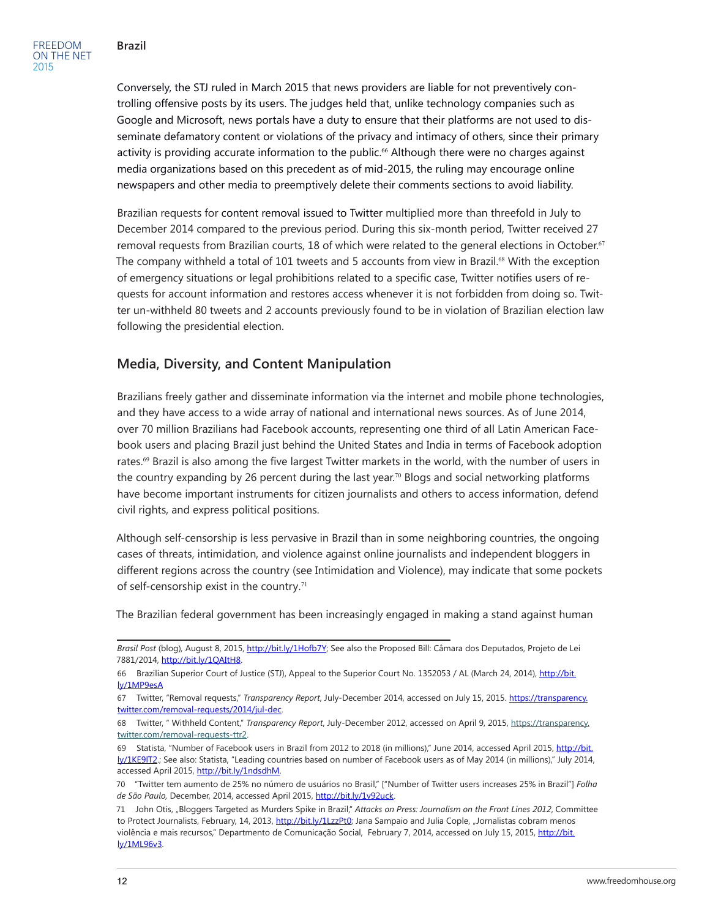Conversely, the STJ ruled in March 2015 that news providers are liable for not preventively controlling offensive posts by its users. The judges held that, unlike technology companies such as Google and Microsoft, news portals have a duty to ensure that their platforms are not used to disseminate defamatory content or violations of the privacy and intimacy of others, since their primary activity is providing accurate information to the public.[66] Although there were no charges against media organizations based on this precedent as of mid-2015, the ruling may encourage online newspapers and other media to preemptively delete their comments sections to avoid liability.

Brazilian requests for content removal issued to Twitter multiplied more than threefold in July to December 2014 compared to the previous period. During this six-month period, Twitter received 27 removal requests from Brazilian courts, 18 of which were related to the general elections in October.[67] The company withheld a total of 101 tweets and 5 accounts from view in Brazil.[68] With the exception of emergency situations or legal prohibitions related to a specific case, Twitter notifies users of requests for account information and restores access whenever it is not forbidden from doing so. Twitter un-withheld 80 tweets and 2 accounts previously found to be in violation of Brazilian election law following the presidential election.

## Media, Diversity, and Content Manipulation

Brazilians freely gather and disseminate information via the internet and mobile phone technologies, and they have access to a wide array of national and international news sources. As of June 2014, over 70 million Brazilians had Facebook accounts, representing one third of all Latin American Facebook users and placing Brazil just behind the United States and India in terms of Facebook adoption rates.[69] Brazil is also among the five largest Twitter markets in the world, with the number of users in the country expanding by 26 percent during the last year.[70] Blogs and social networking platforms have become important instruments for citizen journalists and others to access information, defend civil rights, and express political positions.

Although self-censorship is less pervasive in Brazil than in some neighboring countries, the ongoing cases of threats, intimidation, and violence against online journalists and independent bloggers in different regions across the country (see Intimidation and Violence), may indicate that some pockets of self-censorship exist in the country.[71]

The Brazilian federal government has been increasingly engaged in making a stand against human

---

*Brasil Post* (blog), August 8, 2015, http://bit.ly/1Hofb7Y; See also the Proposed Bill: Câmara dos Deputados, Projeto de Lei 7881/2014, http://bit.ly/1QAItH8.

66 Brazilian Superior Court of Justice (STJ), Appeal to the Superior Court No. 1352053 / AL (March 24, 2014), http://bit.ly/1MP9esA

67 Twitter, "Removal requests," *Transparency Report*, July-December 2014, accessed on July 15, 2015. https://transparency.twitter.com/removal-requests/2014/jul-dec.

68 Twitter, " Withheld Content," *Transparency Report*, July-December 2012, accessed on April 9, 2015, https://transparency.twitter.com/removal-requests-ttr2.

69 Statista, "Number of Facebook users in Brazil from 2012 to 2018 (in millions)," June 2014, accessed April 2015, http://bit.ly/1KE9lT2.; See also: Statista, "Leading countries based on number of Facebook users as of May 2014 (in millions)," July 2014, accessed April 2015, http://bit.ly/1ndsdhM.

70 "Twitter tem aumento de 25% no número de usuários no Brasil," ["Number of Twitter users increases 25% in Brazil"] *Folha de São Paulo,* December, 2014, accessed April 2015, http://bit.ly/1v92uck.

71 John Otis, „Bloggers Targeted as Murders Spike in Brazil," *Attacks on Press: Journalism on the Front Lines 2012*, Committee to Protect Journalists, February, 14, 2013, http://bit.ly/1LzzPt0; Jana Sampaio and Julia Cople, „Jornalistas cobram menos violência e mais recursos," Departmento de Comunicação Social, February 7, 2014, accessed on July 15, 2015, http://bit.ly/1ML96v3.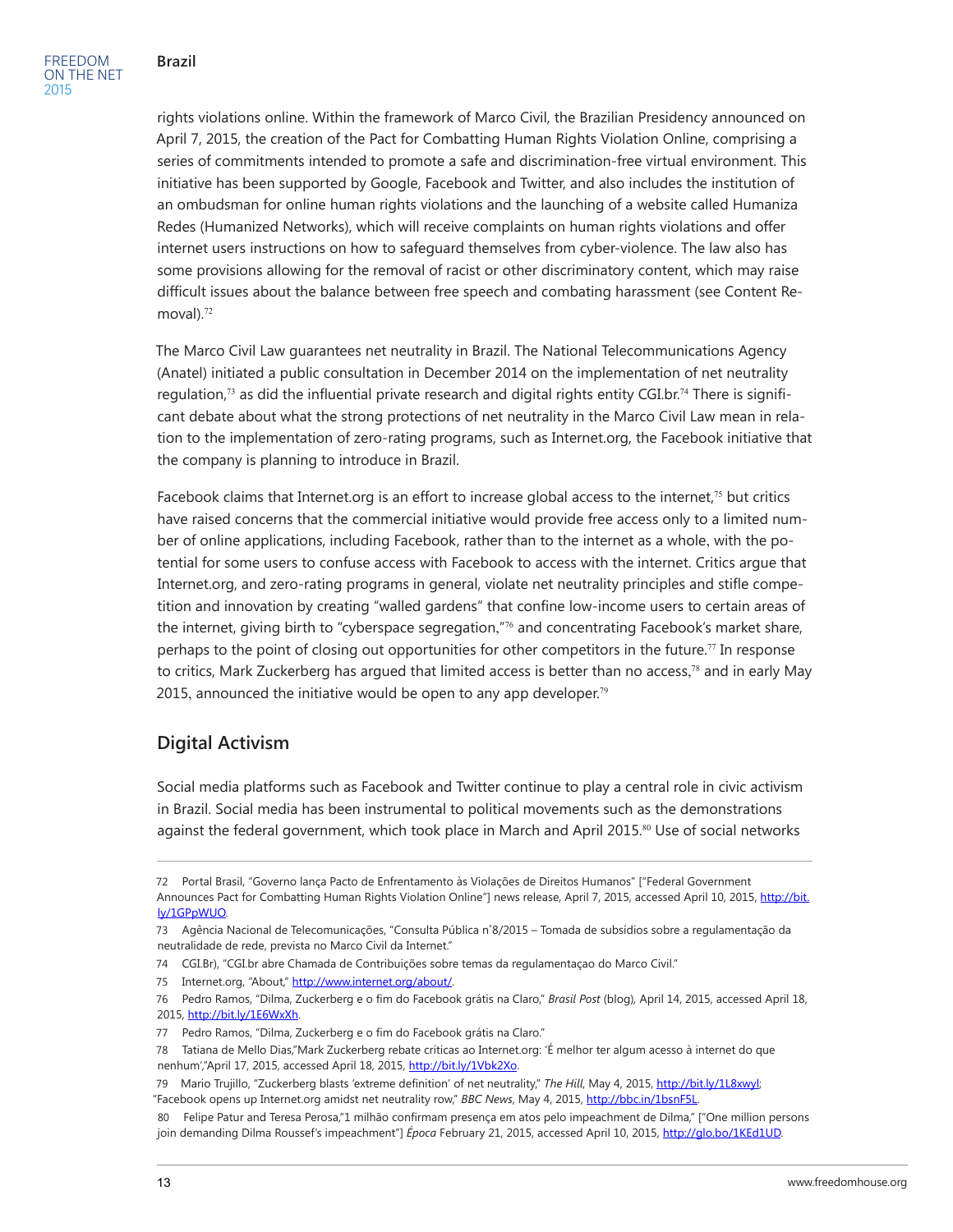rights violations online. Within the framework of Marco Civil, the Brazilian Presidency announced on April 7, 2015, the creation of the Pact for Combatting Human Rights Violation Online, comprising a series of commitments intended to promote a safe and discrimination-free virtual environment. This initiative has been supported by Google, Facebook and Twitter, and also includes the institution of an ombudsman for online human rights violations and the launching of a website called Humaniza Redes (Humanized Networks), which will receive complaints on human rights violations and offer internet users instructions on how to safeguard themselves from cyber-violence. The law also has some provisions allowing for the removal of racist or other discriminatory content, which may raise difficult issues about the balance between free speech and combating harassment (see Content Removal).[72]

The Marco Civil Law guarantees net neutrality in Brazil. The National Telecommunications Agency (Anatel) initiated a public consultation in December 2014 on the implementation of net neutrality regulation,[73] as did the influential private research and digital rights entity CGI.br.[74] There is significant debate about what the strong protections of net neutrality in the Marco Civil Law mean in relation to the implementation of zero-rating programs, such as Internet.org, the Facebook initiative that the company is planning to introduce in Brazil.

Facebook claims that Internet.org is an effort to increase global access to the internet,[75] but critics have raised concerns that the commercial initiative would provide free access only to a limited number of online applications, including Facebook, rather than to the internet as a whole, with the potential for some users to confuse access with Facebook to access with the internet. Critics argue that Internet.org, and zero-rating programs in general, violate net neutrality principles and stifle competition and innovation by creating "walled gardens" that confine low-income users to certain areas of the internet, giving birth to "cyberspace segregation,"[76] and concentrating Facebook's market share, perhaps to the point of closing out opportunities for other competitors in the future.[77] In response to critics, Mark Zuckerberg has argued that limited access is better than no access,[78] and in early May 2015, announced the initiative would be open to any app developer.[79]

## Digital Activism

Social media platforms such as Facebook and Twitter continue to play a central role in civic activism in Brazil. Social media has been instrumental to political movements such as the demonstrations against the federal government, which took place in March and April 2015.[80] Use of social networks

---

72 Portal Brasil, "Governo lança Pacto de Enfrentamento às Violações de Direitos Humanos" ["Federal Government Announces Pact for Combatting Human Rights Violation Online"] news release, April 7, 2015, accessed April 10, 2015, http://bit.ly/1GPpWUO.

73 Agência Nacional de Telecomunicações, "Consulta Pública n°8/2015 – Tomada de subsídios sobre a regulamentação da neutralidade de rede, prevista no Marco Civil da Internet."

74 CGI.Br), "CGI.br abre Chamada de Contribuições sobre temas da regulamentaçao do Marco Civil."

75 Internet.org, "About," http://www.internet.org/about/.

76 Pedro Ramos, "Dilma, Zuckerberg e o fim do Facebook grátis na Claro," *Brasil Post* (blog), April 14, 2015, accessed April 18, 2015, http://bit.ly/1E6WxXh.

77 Pedro Ramos, "Dilma, Zuckerberg e o fim do Facebook grátis na Claro."

78 Tatiana de Mello Dias,"Mark Zuckerberg rebate críticas ao Internet.org: 'É melhor ter algum acesso à internet do que nenhum',"April 17, 2015, accessed April 18, 2015, http://bit.ly/1Vbk2Xo.

79 Mario Trujillo, "Zuckerberg blasts 'extreme definition' of net neutrality," *The Hill*, May 4, 2015, http://bit.ly/1L8xwyl; "Facebook opens up Internet.org amidst net neutrality row," *BBC News*, May 4, 2015, http://bbc.in/1bsnF5L.

80 Felipe Patur and Teresa Perosa,"1 milhão confirmam presença em atos pelo impeachment de Dilma," ["One million persons join demanding Dilma Roussef's impeachment"] *Época* February 21, 2015, accessed April 10, 2015, http://glo.bo/1KEd1UD.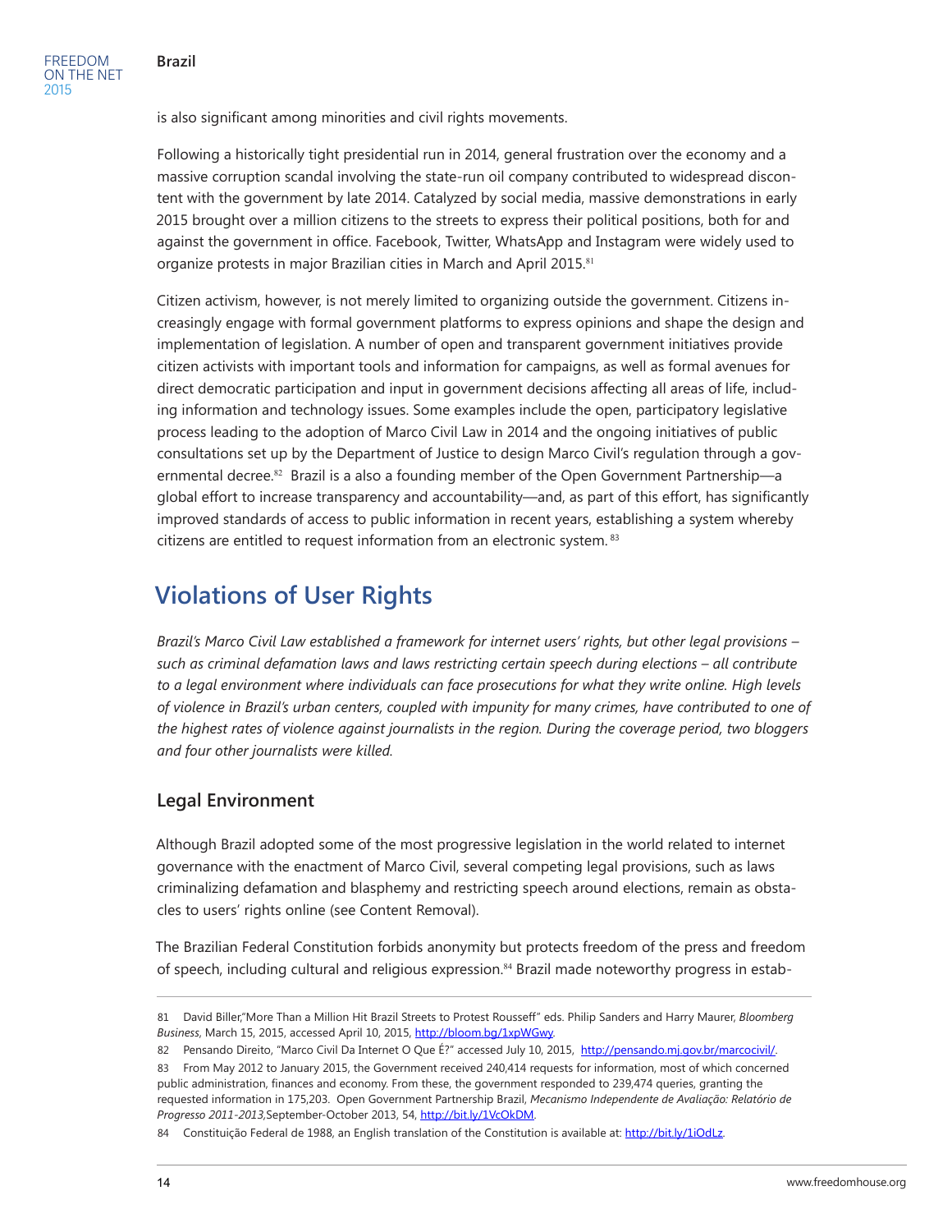is also significant among minorities and civil rights movements.

Following a historically tight presidential run in 2014, general frustration over the economy and a massive corruption scandal involving the state-run oil company contributed to widespread discontent with the government by late 2014. Catalyzed by social media, massive demonstrations in early 2015 brought over a million citizens to the streets to express their political positions, both for and against the government in office. Facebook, Twitter, WhatsApp and Instagram were widely used to organize protests in major Brazilian cities in March and April 2015.[81]

Citizen activism, however, is not merely limited to organizing outside the government. Citizens increasingly engage with formal government platforms to express opinions and shape the design and implementation of legislation. A number of open and transparent government initiatives provide citizen activists with important tools and information for campaigns, as well as formal avenues for direct democratic participation and input in government decisions affecting all areas of life, including information and technology issues. Some examples include the open, participatory legislative process leading to the adoption of Marco Civil Law in 2014 and the ongoing initiatives of public consultations set up by the Department of Justice to design Marco Civil's regulation through a governmental decree.[82] Brazil is a also a founding member of the Open Government Partnership—a global effort to increase transparency and accountability—and, as part of this effort, has significantly improved standards of access to public information in recent years, establishing a system whereby citizens are entitled to request information from an electronic system.[83]

## Violations of User Rights

*Brazil's Marco Civil Law established a framework for internet users' rights, but other legal provisions – such as criminal defamation laws and laws restricting certain speech during elections – all contribute to a legal environment where individuals can face prosecutions for what they write online. High levels of violence in Brazil's urban centers, coupled with impunity for many crimes, have contributed to one of the highest rates of violence against journalists in the region. During the coverage period, two bloggers and four other journalists were killed.*

### Legal Environment

Although Brazil adopted some of the most progressive legislation in the world related to internet governance with the enactment of Marco Civil, several competing legal provisions, such as laws criminalizing defamation and blasphemy and restricting speech around elections, remain as obstacles to users' rights online (see Content Removal).

The Brazilian Federal Constitution forbids anonymity but protects freedom of the press and freedom of speech, including cultural and religious expression.[84] Brazil made noteworthy progress in estab-

---

81 David Biller,"More Than a Million Hit Brazil Streets to Protest Rousseff" eds. Philip Sanders and Harry Maurer, *Bloomberg Business*, March 15, 2015, accessed April 10, 2015, http://bloom.bg/1xpWGwy.

82 Pensando Direito, "Marco Civil Da Internet O Que É?" accessed July 10, 2015, http://pensando.mj.gov.br/marcocivil/.

83 From May 2012 to January 2015, the Government received 240,414 requests for information, most of which concerned public administration, finances and economy. From these, the government responded to 239,474 queries, granting the requested information in 175,203. Open Government Partnership Brazil, *Mecanismo Independente de Avaliação: Relatório de Progresso 2011-2013*,September-October 2013, 54, http://bit.ly/1VcOkDM.

84 Constituição Federal de 1988, an English translation of the Constitution is available at: http://bit.ly/1iOdLz.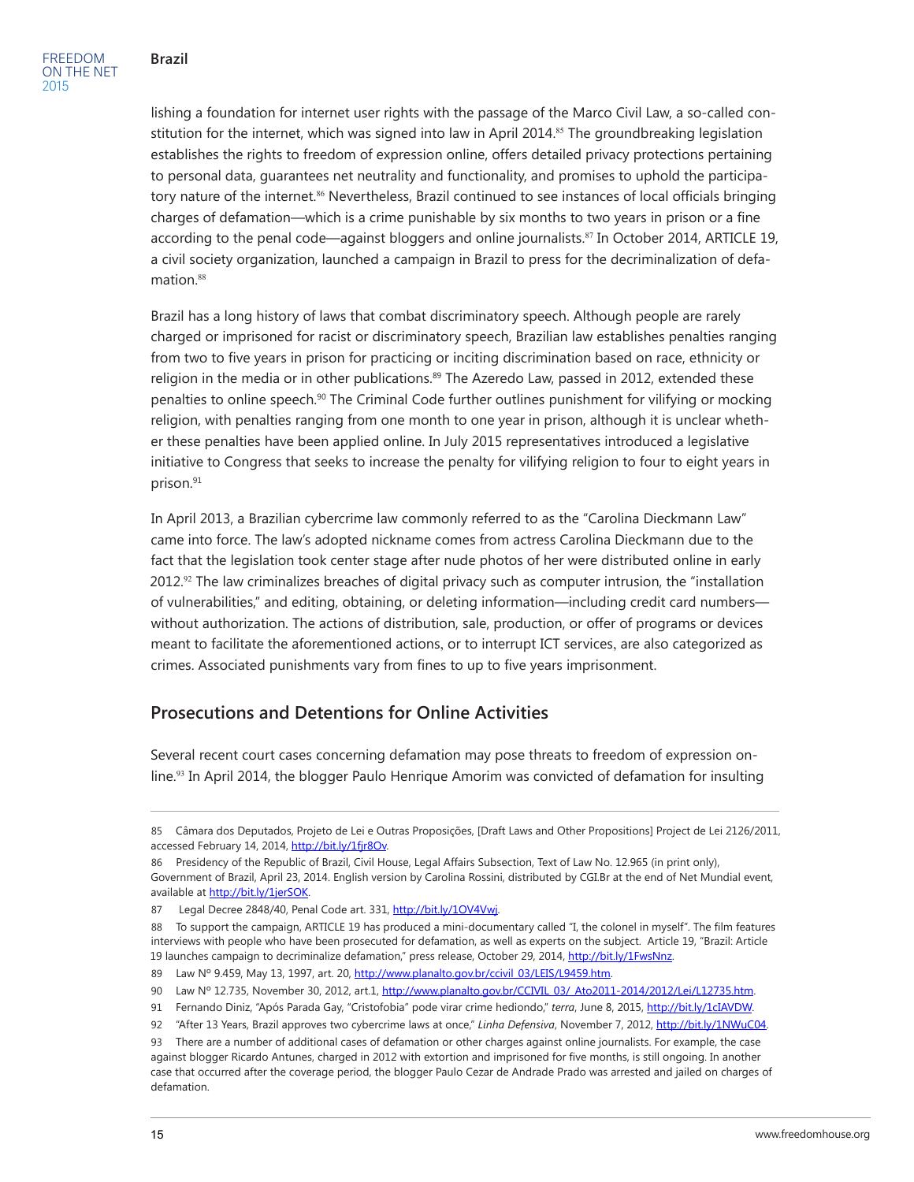lishing a foundation for internet user rights with the passage of the Marco Civil Law, a so-called constitution for the internet, which was signed into law in April 2014.[85] The groundbreaking legislation establishes the rights to freedom of expression online, offers detailed privacy protections pertaining to personal data, guarantees net neutrality and functionality, and promises to uphold the participatory nature of the internet.[86] Nevertheless, Brazil continued to see instances of local officials bringing charges of defamation—which is a crime punishable by six months to two years in prison or a fine according to the penal code—against bloggers and online journalists.[87] In October 2014, ARTICLE 19, a civil society organization, launched a campaign in Brazil to press for the decriminalization of defamation.[88]

Brazil has a long history of laws that combat discriminatory speech. Although people are rarely charged or imprisoned for racist or discriminatory speech, Brazilian law establishes penalties ranging from two to five years in prison for practicing or inciting discrimination based on race, ethnicity or religion in the media or in other publications.[89] The Azeredo Law, passed in 2012, extended these penalties to online speech.[90] The Criminal Code further outlines punishment for vilifying or mocking religion, with penalties ranging from one month to one year in prison, although it is unclear whether these penalties have been applied online. In July 2015 representatives introduced a legislative initiative to Congress that seeks to increase the penalty for vilifying religion to four to eight years in prison.[91]

In April 2013, a Brazilian cybercrime law commonly referred to as the "Carolina Dieckmann Law" came into force. The law's adopted nickname comes from actress Carolina Dieckmann due to the fact that the legislation took center stage after nude photos of her were distributed online in early 2012.[92] The law criminalizes breaches of digital privacy such as computer intrusion, the "installation of vulnerabilities," and editing, obtaining, or deleting information—including credit card numbers—without authorization. The actions of distribution, sale, production, or offer of programs or devices meant to facilitate the aforementioned actions, or to interrupt ICT services, are also categorized as crimes. Associated punishments vary from fines to up to five years imprisonment.

## Prosecutions and Detentions for Online Activities

Several recent court cases concerning defamation may pose threats to freedom of expression online.[93] In April 2014, the blogger Paulo Henrique Amorim was convicted of defamation for insulting

---

85 Câmara dos Deputados, Projeto de Lei e Outras Proposições, [Draft Laws and Other Propositions] Project de Lei 2126/2011, accessed February 14, 2014, http://bit.ly/1fjr8Ov.

86 Presidency of the Republic of Brazil, Civil House, Legal Affairs Subsection, Text of Law No. 12.965 (in print only), Government of Brazil, April 23, 2014. English version by Carolina Rossini, distributed by CGI.Br at the end of Net Mundial event, available at http://bit.ly/1jerSOK.

87 Legal Decree 2848/40, Penal Code art. 331, http://bit.ly/1OV4Vwj.

88 To support the campaign, ARTICLE 19 has produced a mini-documentary called "I, the colonel in myself". The film features interviews with people who have been prosecuted for defamation, as well as experts on the subject. Article 19, "Brazil: Article 19 launches campaign to decriminalize defamation," press release, October 29, 2014, http://bit.ly/1FwsNnz.

89 Law Nº 9.459, May 13, 1997, art. 20, http://www.planalto.gov.br/ccivil_03/LEIS/L9459.htm.

90 Law Nº 12.735, November 30, 2012, art.1, http://www.planalto.gov.br/CCIVIL_03/_Ato2011-2014/2012/Lei/L12735.htm.

91 Fernando Diniz, "Após Parada Gay, "Cristofobia" pode virar crime hediondo," *terra*, June 8, 2015, http://bit.ly/1cIAVDW.

92 "After 13 Years, Brazil approves two cybercrime laws at once," *Linha Defensiva*, November 7, 2012, http://bit.ly/1NWuC04.

93 There are a number of additional cases of defamation or other charges against online journalists. For example, the case against blogger Ricardo Antunes, charged in 2012 with extortion and imprisoned for five months, is still ongoing. In another case that occurred after the coverage period, the blogger Paulo Cezar de Andrade Prado was arrested and jailed on charges of defamation.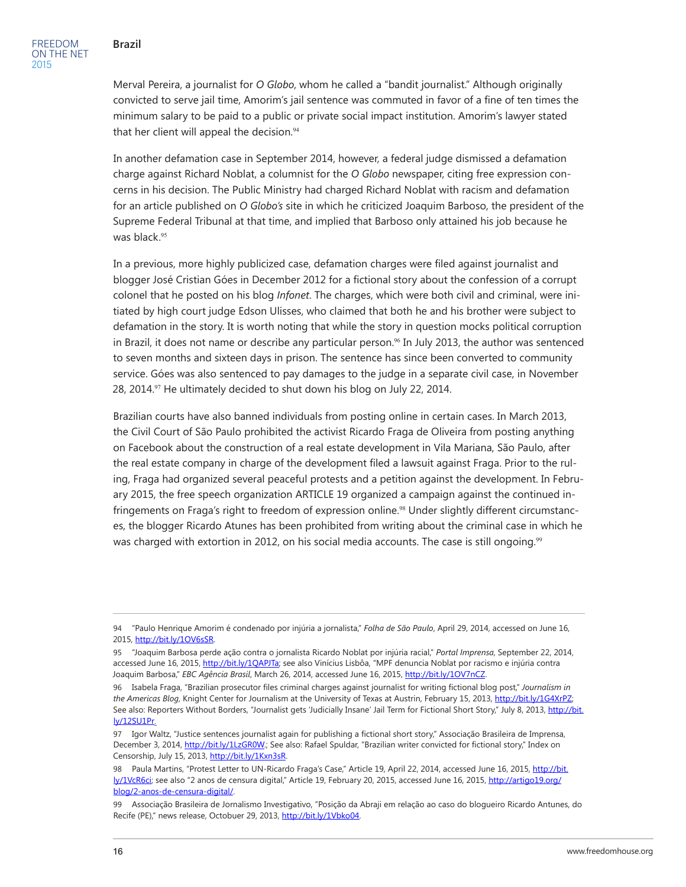Merval Pereira, a journalist for *O Globo*, whom he called a "bandit journalist." Although originally convicted to serve jail time, Amorim's jail sentence was commuted in favor of a fine of ten times the minimum salary to be paid to a public or private social impact institution. Amorim's lawyer stated that her client will appeal the decision.[94]

In another defamation case in September 2014, however, a federal judge dismissed a defamation charge against Richard Noblat, a columnist for the *O Globo* newspaper, citing free expression concerns in his decision. The Public Ministry had charged Richard Noblat with racism and defamation for an article published on *O Globo's* site in which he criticized Joaquim Barboso, the president of the Supreme Federal Tribunal at that time, and implied that Barboso only attained his job because he was black.[95]

In a previous, more highly publicized case, defamation charges were filed against journalist and blogger José Cristian Góes in December 2012 for a fictional story about the confession of a corrupt colonel that he posted on his blog *Infonet*. The charges, which were both civil and criminal, were initiated by high court judge Edson Ulisses, who claimed that both he and his brother were subject to defamation in the story. It is worth noting that while the story in question mocks political corruption in Brazil, it does not name or describe any particular person.[96] In July 2013, the author was sentenced to seven months and sixteen days in prison. The sentence has since been converted to community service. Góes was also sentenced to pay damages to the judge in a separate civil case, in November 28, 2014.[97] He ultimately decided to shut down his blog on July 22, 2014.

Brazilian courts have also banned individuals from posting online in certain cases. In March 2013, the Civil Court of São Paulo prohibited the activist Ricardo Fraga de Oliveira from posting anything on Facebook about the construction of a real estate development in Vila Mariana, São Paulo, after the real estate company in charge of the development filed a lawsuit against Fraga. Prior to the ruling, Fraga had organized several peaceful protests and a petition against the development. In February 2015, the free speech organization ARTICLE 19 organized a campaign against the continued infringements on Fraga's right to freedom of expression online.[98] Under slightly different circumstances, the blogger Ricardo Atunes has been prohibited from writing about the criminal case in which he was charged with extortion in 2012, on his social media accounts. The case is still ongoing.[99]

---

94 "Paulo Henrique Amorim é condenado por injúria a jornalista," *Folha de São Paulo*, April 29, 2014, accessed on June 16, 2015, http://bit.ly/1OV6sSR.

95 "Joaquim Barbosa perde ação contra o jornalista Ricardo Noblat por injúria racial," *Portal Imprensa*, September 22, 2014, accessed June 16, 2015, http://bit.ly/1QAPJTa; see also Vinícius Lisbôa, "MPF denuncia Noblat por racismo e injúria contra Joaquim Barbosa," *EBC Agência Brasil*, March 26, 2014, accessed June 16, 2015, http://bit.ly/1OV7nCZ.

96 Isabela Fraga, "Brazilian prosecutor files criminal charges against journalist for writing fictional blog post," *Journalism in the Americas Blog*, Knight Center for Journalism at the University of Texas at Austrin, February 15, 2013, http://bit.ly/1G4XrPZ; See also: Reporters Without Borders, "Journalist gets 'Judicially Insane' Jail Term for Fictional Short Story," July 8, 2013, http://bit.ly/12SU1Pr.

97 Igor Waltz, "Justice sentences journalist again for publishing a fictional short story," Associação Brasileira de Imprensa, December 3, 2014, http://bit.ly/1LzGR0W.; See also: Rafael Spuldar, "Brazilian writer convicted for fictional story," Index on Censorship, July 15, 2013, http://bit.ly/1Kxn3sR.

98 Paula Martins, "Protest Letter to UN-Ricardo Fraga's Case," Article 19, April 22, 2014, accessed June 16, 2015, http://bit.ly/1VcR6ci; see also "2 anos de censura digital," Article 19, February 20, 2015, accessed June 16, 2015, http://artigo19.org/blog/2-anos-de-censura-digital/.

99 Associação Brasileira de Jornalismo Investigativo, "Posição da Abraji em relação ao caso do blogueiro Ricardo Antunes, do Recife (PE)," news release, Octobuer 29, 2013, http://bit.ly/1Vbko04.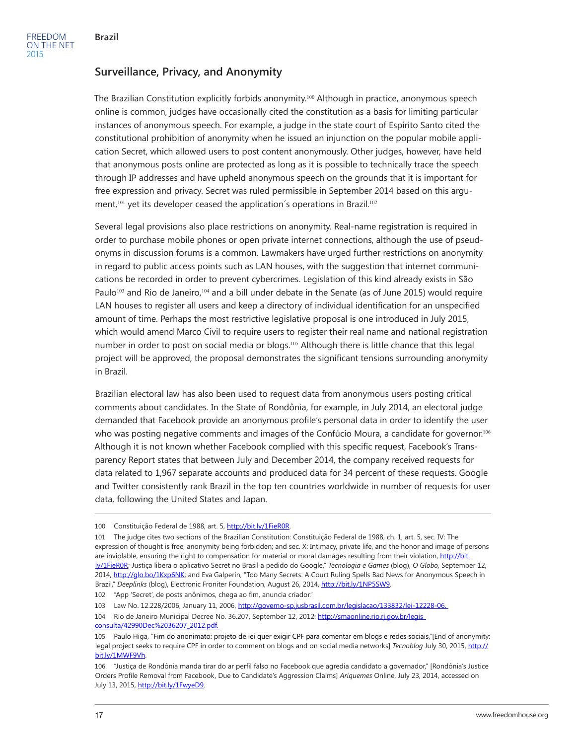## Surveillance, Privacy, and Anonymity

The Brazilian Constitution explicitly forbids anonymity.[100] Although in practice, anonymous speech online is common, judges have occasionally cited the constitution as a basis for limiting particular instances of anonymous speech. For example, a judge in the state court of Espírito Santo cited the constitutional prohibition of anonymity when he issued an injunction on the popular mobile application Secret, which allowed users to post content anonymously. Other judges, however, have held that anonymous posts online are protected as long as it is possible to technically trace the speech through IP addresses and have upheld anonymous speech on the grounds that it is important for free expression and privacy. Secret was ruled permissible in September 2014 based on this argument,[101] yet its developer ceased the application´s operations in Brazil.[102]

Several legal provisions also place restrictions on anonymity. Real-name registration is required in order to purchase mobile phones or open private internet connections, although the use of pseudonyms in discussion forums is a common. Lawmakers have urged further restrictions on anonymity in regard to public access points such as LAN houses, with the suggestion that internet communications be recorded in order to prevent cybercrimes. Legislation of this kind already exists in São Paulo[103] and Rio de Janeiro,[104] and a bill under debate in the Senate (as of June 2015) would require LAN houses to register all users and keep a directory of individual identification for an unspecified amount of time. Perhaps the most restrictive legislative proposal is one introduced in July 2015, which would amend Marco Civil to require users to register their real name and national registration number in order to post on social media or blogs.[105] Although there is little chance that this legal project will be approved, the proposal demonstrates the significant tensions surrounding anonymity in Brazil.

Brazilian electoral law has also been used to request data from anonymous users posting critical comments about candidates. In the State of Rondônia, for example, in July 2014, an electoral judge demanded that Facebook provide an anonymous profile's personal data in order to identify the user who was posting negative comments and images of the Confúcio Moura, a candidate for governor.[106] Although it is not known whether Facebook complied with this specific request, Facebook's Transparency Report states that between July and December 2014, the company received requests for data related to 1,967 separate accounts and produced data for 34 percent of these requests. Google and Twitter consistently rank Brazil in the top ten countries worldwide in number of requests for user data, following the United States and Japan.

---

100 Constituição Federal de 1988, art. 5, http://bit.ly/1FieR0R.

101 The judge cites two sections of the Brazilian Constitution: Constituição Federal de 1988, ch. 1, art. 5, sec. IV: The expression of thought is free, anonymity being forbidden; and sec. X: Intimacy, private life, and the honor and image of persons are inviolable, ensuring the right to compensation for material or moral damages resulting from their violation, http://bit.ly/1FieR0R; Justiça libera o aplicativo Secret no Brasil a pedido do Google," *Tecnologia e Games* (blog), *O Globo,* September 12, 2014, http://glo.bo/1Kxp6NK; and Eva Galperin, "Too Many Secrets: A Court Ruling Spells Bad News for Anonymous Speech in Brazil," *Deeplinks* (blog), Electronic Froniter Foundation, August 26, 2014, http://bit.ly/1NP5SW9.

102 "App 'Secret', de posts anônimos, chega ao fim, anuncia criador."

103 Law No. 12.228/2006, January 11, 2006, http://governo-sp.jusbrasil.com.br/legislacao/133832/lei-12228-06.

104 Rio de Janeiro Municipal Decree No. 36.207, September 12, 2012: http://smaonline.rio.rj.gov.br/legis_consulta/42990Dec%2036207_2012.pdf.

105 Paulo Higa, "Fim do anonimato: projeto de lei quer exigir CPF para comentar em blogs e redes sociais,"[End of anonymity: legal project seeks to require CPF in order to comment on blogs and on social media networks] *Tecnoblog* July 30, 2015, http://bit.ly/1MWF9Vh.

106 "Justiça de Rondônia manda tirar do ar perfil falso no Facebook que agredia candidato a governador," [Rondônia's Justice Orders Profile Removal from Facebook, Due to Candidate's Aggression Claims] *Ariquemes* Online, July 23, 2014, accessed on July 13, 2015, http://bit.ly/1FwyeD9.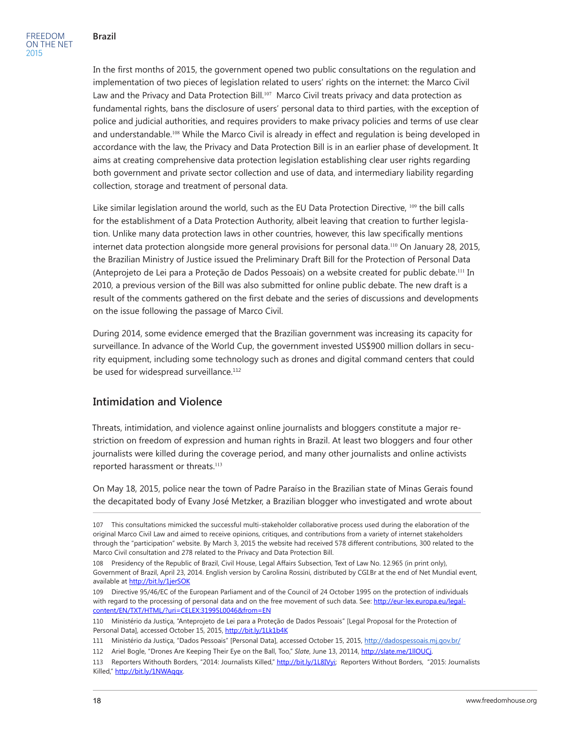In the first months of 2015, the government opened two public consultations on the regulation and implementation of two pieces of legislation related to users' rights on the internet: the Marco Civil Law and the Privacy and Data Protection Bill.[107] Marco Civil treats privacy and data protection as fundamental rights, bans the disclosure of users' personal data to third parties, with the exception of police and judicial authorities, and requires providers to make privacy policies and terms of use clear and understandable.[108] While the Marco Civil is already in effect and regulation is being developed in accordance with the law, the Privacy and Data Protection Bill is in an earlier phase of development. It aims at creating comprehensive data protection legislation establishing clear user rights regarding both government and private sector collection and use of data, and intermediary liability regarding collection, storage and treatment of personal data.

Like similar legislation around the world, such as the EU Data Protection Directive, [109] the bill calls for the establishment of a Data Protection Authority, albeit leaving that creation to further legislation. Unlike many data protection laws in other countries, however, this law specifically mentions internet data protection alongside more general provisions for personal data.[110] On January 28, 2015, the Brazilian Ministry of Justice issued the Preliminary Draft Bill for the Protection of Personal Data (Anteprojeto de Lei para a Proteção de Dados Pessoais) on a website created for public debate.[111] In 2010, a previous version of the Bill was also submitted for online public debate. The new draft is a result of the comments gathered on the first debate and the series of discussions and developments on the issue following the passage of Marco Civil.

During 2014, some evidence emerged that the Brazilian government was increasing its capacity for surveillance. In advance of the World Cup, the government invested US$900 million dollars in security equipment, including some technology such as drones and digital command centers that could be used for widespread surveillance.[112]

## Intimidation and Violence

Threats, intimidation, and violence against online journalists and bloggers constitute a major restriction on freedom of expression and human rights in Brazil. At least two bloggers and four other journalists were killed during the coverage period, and many other journalists and online activists reported harassment or threats.[113]

On May 18, 2015, police near the town of Padre Paraíso in the Brazilian state of Minas Gerais found the decapitated body of Evany José Metzker, a Brazilian blogger who investigated and wrote about

---

107 This consultations mimicked the successful multi-stakeholder collaborative process used during the elaboration of the original Marco Civil Law and aimed to receive opinions, critiques, and contributions from a variety of internet stakeholders through the "participation" website. By March 3, 2015 the website had received 578 different contributions, 300 related to the Marco Civil consultation and 278 related to the Privacy and Data Protection Bill.

108 Presidency of the Republic of Brazil, Civil House, Legal Affairs Subsection, Text of Law No. 12.965 (in print only), Government of Brazil, April 23, 2014. English version by Carolina Rossini, distributed by CGI.Br at the end of Net Mundial event, available at http://bit.ly/1jerSOK

109 Directive 95/46/EC of the European Parliament and of the Council of 24 October 1995 on the protection of individuals with regard to the processing of personal data and on the free movement of such data. See: http://eur-lex.europa.eu/legal-content/EN/TXT/HTML/?uri=CELEX:31995L0046&from=EN

110 Ministério da Justiça, "Anteprojeto de Lei para a Proteção de Dados Pessoais" [Legal Proposal for the Protection of Personal Data], accessed October 15, 2015, http://bit.ly/1Lk1b4K

111 Ministério da Justiça, "Dados Pessoais" [Personal Data], accessed October 15, 2015, http://dadospessoais.mj.gov.br/

112 Ariel Bogle, "Drones Are Keeping Their Eye on the Ball, Too," *Slate*, June 13, 20114, http://slate.me/1llOUCj.

113 Reporters Withouth Borders, "2014: Journalists Killed," http://bit.ly/1L8IVyi; Reporters Without Borders, "2015: Journalists Killed," http://bit.ly/1NWAqqx.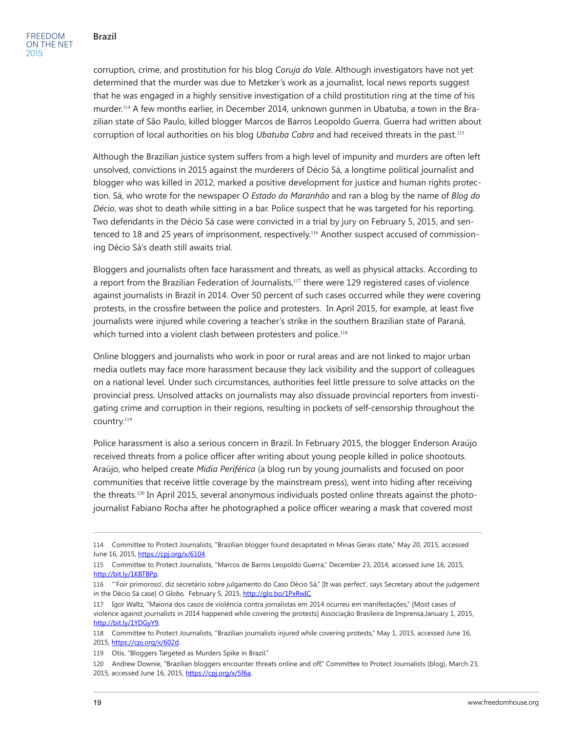corruption, crime, and prostitution for his blog *Coruja do Vale*. Although investigators have not yet determined that the murder was due to Metzker's work as a journalist, local news reports suggest that he was engaged in a highly sensitive investigation of a child prostitution ring at the time of his murder.[114] A few months earlier, in December 2014, unknown gunmen in Ubatuba, a town in the Brazilian state of São Paulo, killed blogger Marcos de Barros Leopoldo Guerra. Guerra had written about corruption of local authorities on his blog *Ubatuba Cobra* and had received threats in the past.[115]

Although the Brazilian justice system suffers from a high level of impunity and murders are often left unsolved, convictions in 2015 against the murderers of Décio Sá, a longtime political journalist and blogger who was killed in 2012, marked a positive development for justice and human rights protection. Sá, who wrote for the newspaper *O Estado do Maranhão* and ran a blog by the name of *Blog do Décio*, was shot to death while sitting in a bar. Police suspect that he was targeted for his reporting. Two defendants in the Décio Sá case were convicted in a trial by jury on February 5, 2015, and sentenced to 18 and 25 years of imprisonment, respectively.[116] Another suspect accused of commissioning Décio Sá's death still awaits trial.

Bloggers and journalists often face harassment and threats, as well as physical attacks. According to a report from the Brazilian Federation of Journalists,[117] there were 129 registered cases of violence against journalists in Brazil in 2014. Over 50 percent of such cases occurred while they were covering protests, in the crossfire between the police and protesters. In April 2015, for example, at least five journalists were injured while covering a teacher's strike in the southern Brazilian state of Paraná, which turned into a violent clash between protesters and police.[118]

Online bloggers and journalists who work in poor or rural areas and are not linked to major urban media outlets may face more harassment because they lack visibility and the support of colleagues on a national level. Under such circumstances, authorities feel little pressure to solve attacks on the provincial press. Unsolved attacks on journalists may also dissuade provincial reporters from investigating crime and corruption in their regions, resulting in pockets of self-censorship throughout the country.[119]

Police harassment is also a serious concern in Brazil. In February 2015, the blogger Enderson Araújo received threats from a police officer after writing about young people killed in police shootouts. Araújo, who helped create *Mídia Periférica* (a blog run by young journalists and focused on poor communities that receive little coverage by the mainstream press), went into hiding after receiving the threats.[120] In April 2015, several anonymous individuals posted online threats against the photojournalist Fabiano Rocha after he photographed a police officer wearing a mask that covered most

---

114 Committee to Protect Journalists, "Brazilian blogger found decapitated in Minas Gerais state," May 20, 2015, accessed June 16, 2015, https://cpj.org/x/6104.

115 Committee to Protect Journalists, "Marcos de Barros Leopoldo Guerra," December 23, 2014, accessed June 16, 2015, http://bit.ly/1KBTBPp.

116 "'Foir primoroso', diz secretário sobre julgamento do Caso Dècio Sá," [It was perfect', says Secretary about the judgement in the Décio Sá case] *O Globo*, February 5, 2015, http://glo.bo/1PxRwIC.

117 Igor Waltz, "Maioria dos casos de violência contra jornalistas em 2014 ocurreu em manifestações," [Most cases of violence against journalists in 2014 happened while covering the protests] Associação Brasileira de Imprensa,January 1, 2015, http://bit.ly/1YDGyY9.

118 Committee to Protect Journalists, "Brazilian journalists injured while covering protests," May 1, 2015, accessed June 16, 2015, https://cpj.org/x/602d.

119 Otis, "Bloggers Targeted as Murders Spike in Brazil."

120 Andrew Downie, "Brazilian bloggers encounter threats online and off," Committee to Protect Journalists (blog), March 23, 2015, accessed June 16, 2015, https://cpj.org/x/5f6a.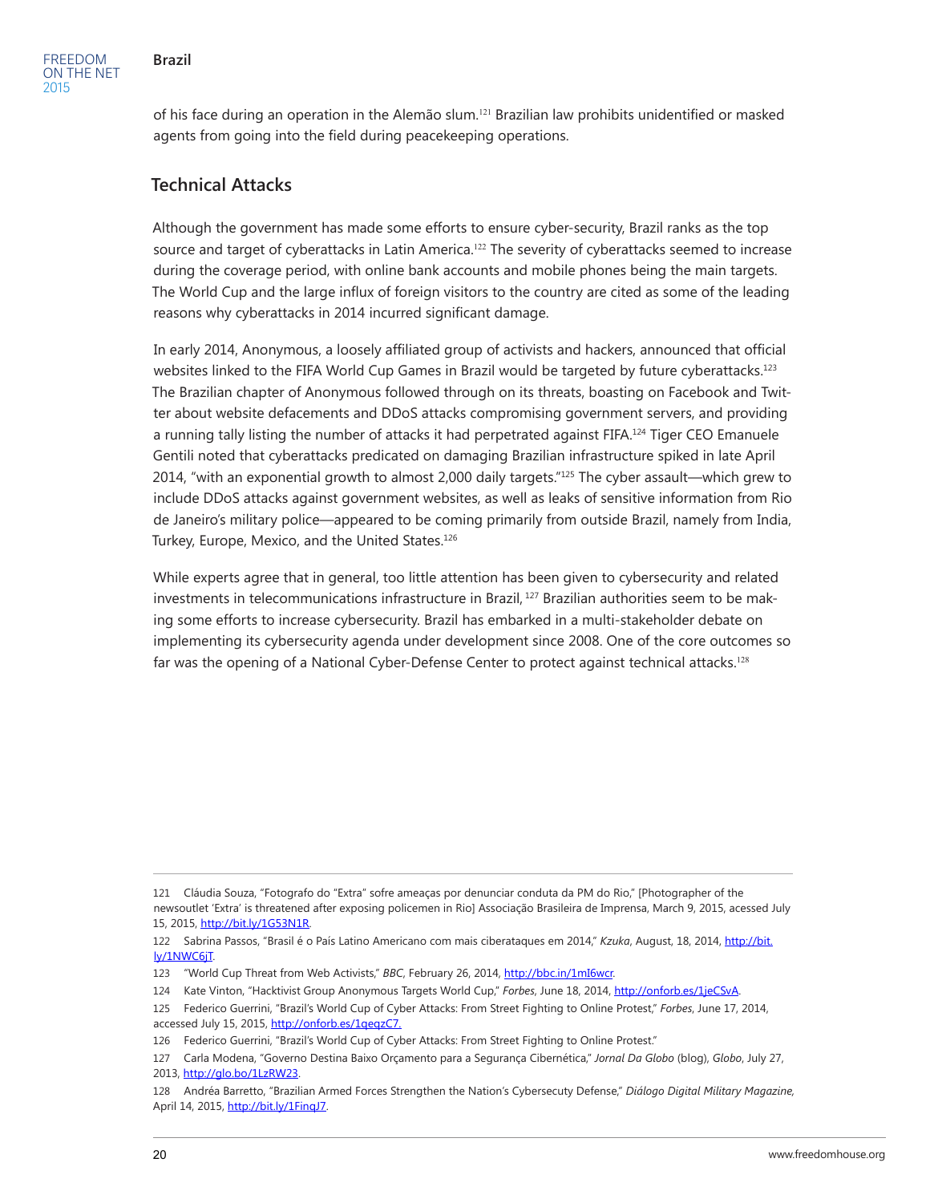of his face during an operation in the Alemão slum.[121] Brazilian law prohibits unidentified or masked agents from going into the field during peacekeeping operations.

## Technical Attacks

Although the government has made some efforts to ensure cyber-security, Brazil ranks as the top source and target of cyberattacks in Latin America.[122] The severity of cyberattacks seemed to increase during the coverage period, with online bank accounts and mobile phones being the main targets. The World Cup and the large influx of foreign visitors to the country are cited as some of the leading reasons why cyberattacks in 2014 incurred significant damage.

In early 2014, Anonymous, a loosely affiliated group of activists and hackers, announced that official websites linked to the FIFA World Cup Games in Brazil would be targeted by future cyberattacks.[123] The Brazilian chapter of Anonymous followed through on its threats, boasting on Facebook and Twitter about website defacements and DDoS attacks compromising government servers, and providing a running tally listing the number of attacks it had perpetrated against FIFA.[124] Tiger CEO Emanuele Gentili noted that cyberattacks predicated on damaging Brazilian infrastructure spiked in late April 2014, "with an exponential growth to almost 2,000 daily targets."[125] The cyber assault—which grew to include DDoS attacks against government websites, as well as leaks of sensitive information from Rio de Janeiro's military police—appeared to be coming primarily from outside Brazil, namely from India, Turkey, Europe, Mexico, and the United States.[126]

While experts agree that in general, too little attention has been given to cybersecurity and related investments in telecommunications infrastructure in Brazil,[127] Brazilian authorities seem to be making some efforts to increase cybersecurity. Brazil has embarked in a multi-stakeholder debate on implementing its cybersecurity agenda under development since 2008. One of the core outcomes so far was the opening of a National Cyber-Defense Center to protect against technical attacks.[128]

---

121 Cláudia Souza, "Fotografo do "Extra" sofre ameaças por denunciar conduta da PM do Rio," [Photographer of the newsoutlet 'Extra' is threatened after exposing policemen in Rio] Associação Brasileira de Imprensa, March 9, 2015, acessed July 15, 2015, http://bit.ly/1G53N1R.

122 Sabrina Passos, "Brasil é o País Latino Americano com mais ciberataques em 2014," *Kzuka*, August, 18, 2014, http://bit.ly/1NWC6jT.

123 "World Cup Threat from Web Activists," *BBC*, February 26, 2014, http://bbc.in/1mI6wcr.

124 Kate Vinton, "Hacktivist Group Anonymous Targets World Cup," *Forbes*, June 18, 2014, http://onforb.es/1jeCSvA.

125 Federico Guerrini, "Brazil's World Cup of Cyber Attacks: From Street Fighting to Online Protest," *Forbes*, June 17, 2014, accessed July 15, 2015, http://onforb.es/1qeqzC7.

126 Federico Guerrini, "Brazil's World Cup of Cyber Attacks: From Street Fighting to Online Protest."

127 Carla Modena, "Governo Destina Baixo Orçamento para a Segurança Cibernética," *Jornal Da Globo* (blog), *Globo*, July 27, 2013, http://glo.bo/1LzRW23.

128 Andréa Barretto, "Brazilian Armed Forces Strengthen the Nation's Cybersecuty Defense," *Diálogo Digital Military Magazine*, April 14, 2015, http://bit.ly/1FinqJ7.